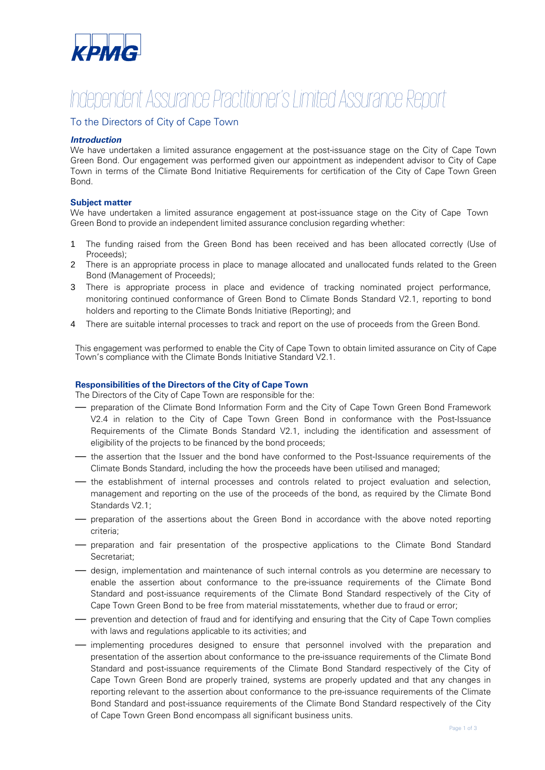KPMG

# Independent Assurance Practitioner's Limited Assurance Report

## To the Directors of City of Cape Town

### *Introduction*

We have undertaken a limited assurance engagement at the post-issuance stage on the City of Cape Town Green Bond. Our engagement was performed given our appointment as independent advisor to City of Cape Town in terms of the Climate Bond Initiative Requirements for certification of the City of Cape Town Green Bond.

### Subject matter

We have undertaken a limited assurance engagement at post-issuance stage on the City of Cape Town Green Bond to provide an independent limited assurance conclusion regarding whether:

1. The funding raised from the Green Bond has been received and has been allocated correctly (Use of Proceeds);
2. There is an appropriate process in place to manage allocated and unallocated funds related to the Green Bond (Management of Proceeds);
3. There is appropriate process in place and evidence of tracking nominated project performance, monitoring continued conformance of Green Bond to Climate Bonds Standard V2.1, reporting to bond holders and reporting to the Climate Bonds Initiative (Reporting); and
4. There are suitable internal processes to track and report on the use of proceeds from the Green Bond.

This engagement was performed to enable the City of Cape Town to obtain limited assurance on City of Cape Town's compliance with the Climate Bonds Initiative Standard V2.1.

### Responsibilities of the Directors of the City of Cape Town

The Directors of the City of Cape Town are responsible for the:

- preparation of the Climate Bond Information Form and the City of Cape Town Green Bond Framework V2.4 in relation to the City of Cape Town Green Bond in conformance with the Post-Issuance Requirements of the Climate Bonds Standard V2.1, including the identification and assessment of eligibility of the projects to be financed by the bond proceeds;
- the assertion that the Issuer and the bond have conformed to the Post-Issuance requirements of the Climate Bonds Standard, including the how the proceeds have been utilised and managed;
- the establishment of internal processes and controls related to project evaluation and selection, management and reporting on the use of the proceeds of the bond, as required by the Climate Bond Standards V2.1;
- preparation of the assertions about the Green Bond in accordance with the above noted reporting criteria;
- preparation and fair presentation of the prospective applications to the Climate Bond Standard Secretariat;
- design, implementation and maintenance of such internal controls as you determine are necessary to enable the assertion about conformance to the pre-issuance requirements of the Climate Bond Standard and post-issuance requirements of the Climate Bond Standard respectively of the City of Cape Town Green Bond to be free from material misstatements, whether due to fraud or error;
- prevention and detection of fraud and for identifying and ensuring that the City of Cape Town complies with laws and regulations applicable to its activities; and
- implementing procedures designed to ensure that personnel involved with the preparation and presentation of the assertion about conformance to the pre-issuance requirements of the Climate Bond Standard and post-issuance requirements of the Climate Bond Standard respectively of the City of Cape Town Green Bond are properly trained, systems are properly updated and that any changes in reporting relevant to the assertion about conformance to the pre-issuance requirements of the Climate Bond Standard and post-issuance requirements of the Climate Bond Standard respectively of the City of Cape Town Green Bond encompass all significant business units.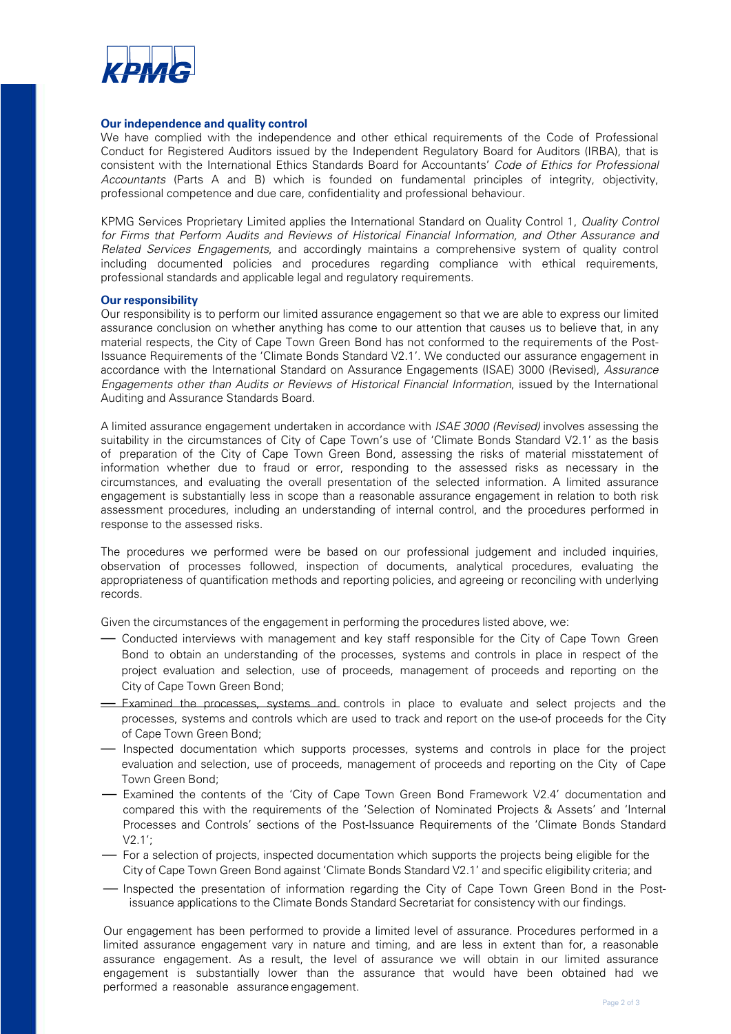### Our independence and quality control

We have complied with the independence and other ethical requirements of the Code of Professional Conduct for Registered Auditors issued by the Independent Regulatory Board for Auditors (IRBA), that is consistent with the International Ethics Standards Board for Accountants' *Code of Ethics for Professional Accountants* (Parts A and B) which is founded on fundamental principles of integrity, objectivity, professional competence and due care, confidentiality and professional behaviour.

KPMG Services Proprietary Limited applies the International Standard on Quality Control 1, *Quality Control for Firms that Perform Audits and Reviews of Historical Financial Information, and Other Assurance and Related Services Engagements*, and accordingly maintains a comprehensive system of quality control including documented policies and procedures regarding compliance with ethical requirements, professional standards and applicable legal and regulatory requirements.

### Our responsibility

Our responsibility is to perform our limited assurance engagement so that we are able to express our limited assurance conclusion on whether anything has come to our attention that causes us to believe that, in any material respects, the City of Cape Town Green Bond has not conformed to the requirements of the Post-Issuance Requirements of the 'Climate Bonds Standard V2.1'. We conducted our assurance engagement in accordance with the International Standard on Assurance Engagements (ISAE) 3000 (Revised), *Assurance Engagements other than Audits or Reviews of Historical Financial Information*, issued by the International Auditing and Assurance Standards Board.

A limited assurance engagement undertaken in accordance with *ISAE 3000 (Revised)* involves assessing the suitability in the circumstances of City of Cape Town's use of 'Climate Bonds Standard V2.1' as the basis of preparation of the City of Cape Town Green Bond, assessing the risks of material misstatement of information whether due to fraud or error, responding to the assessed risks as necessary in the circumstances, and evaluating the overall presentation of the selected information. A limited assurance engagement is substantially less in scope than a reasonable assurance engagement in relation to both risk assessment procedures, including an understanding of internal control, and the procedures performed in response to the assessed risks.

The procedures we performed were be based on our professional judgement and included inquiries, observation of processes followed, inspection of documents, analytical procedures, evaluating the appropriateness of quantification methods and reporting policies, and agreeing or reconciling with underlying records.

Given the circumstances of the engagement in performing the procedures listed above, we:

- Conducted interviews with management and key staff responsible for the City of Cape Town Green Bond to obtain an understanding of the processes, systems and controls in place in respect of the project evaluation and selection, use of proceeds, management of proceeds and reporting on the City of Cape Town Green Bond;
- Examined the processes, systems and controls in place to evaluate and select projects and the processes, systems and controls which are used to track and report on the use-of proceeds for the City of Cape Town Green Bond;
- Inspected documentation which supports processes, systems and controls in place for the project evaluation and selection, use of proceeds, management of proceeds and reporting on the City of Cape Town Green Bond;
- Examined the contents of the 'City of Cape Town Green Bond Framework V2.4' documentation and compared this with the requirements of the 'Selection of Nominated Projects & Assets' and 'Internal Processes and Controls' sections of the Post-Issuance Requirements of the 'Climate Bonds Standard V2.1';
- For a selection of projects, inspected documentation which supports the projects being eligible for the City of Cape Town Green Bond against 'Climate Bonds Standard V2.1' and specific eligibility criteria; and
- Inspected the presentation of information regarding the City of Cape Town Green Bond in the Post-issuance applications to the Climate Bonds Standard Secretariat for consistency with our findings.

Our engagement has been performed to provide a limited level of assurance. Procedures performed in a limited assurance engagement vary in nature and timing, and are less in extent than for, a reasonable assurance engagement. As a result, the level of assurance we will obtain in our limited assurance engagement is substantially lower than the assurance that would have been obtained had we performed a reasonable assurance engagement.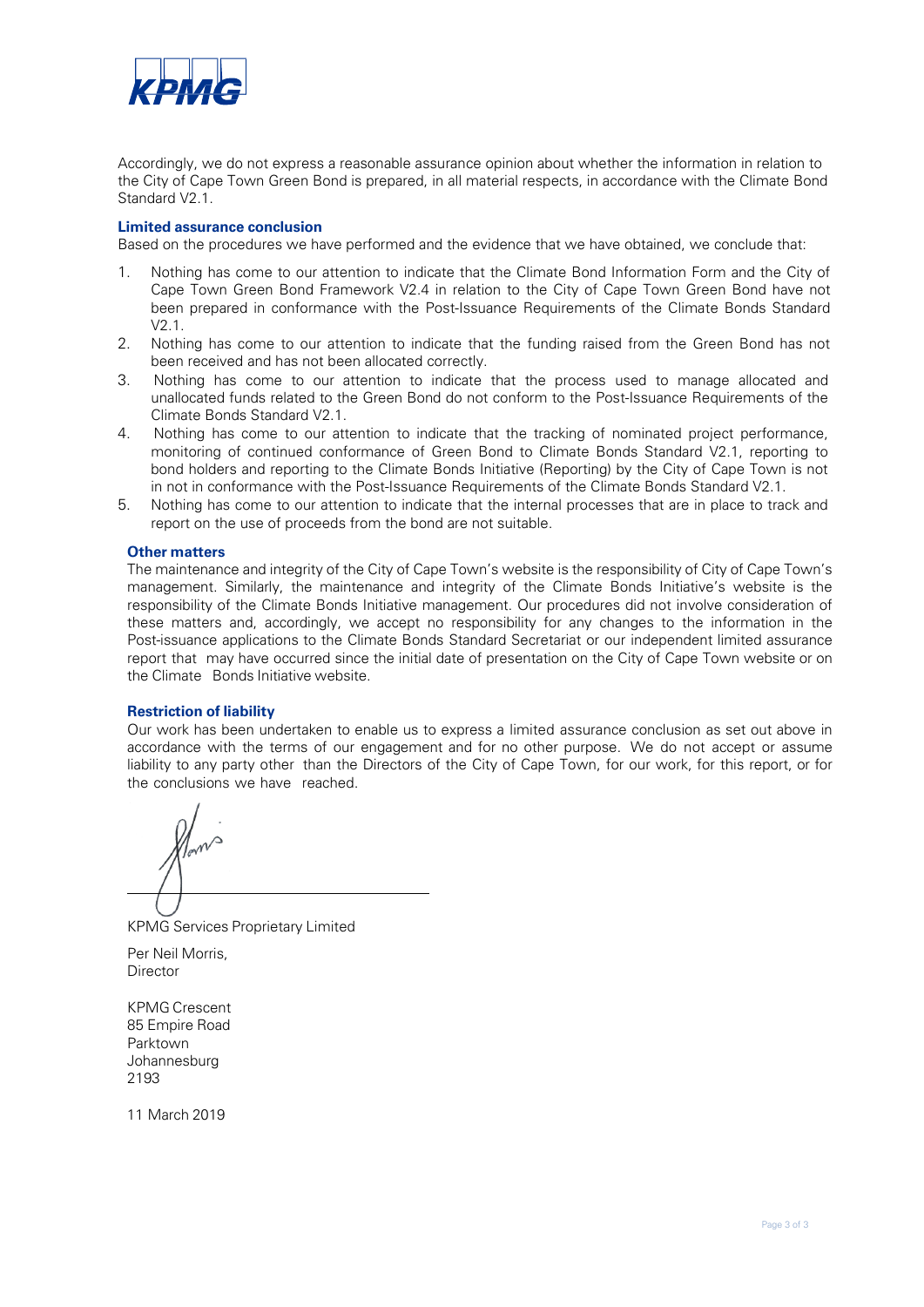Accordingly, we do not express a reasonable assurance opinion about whether the information in relation to the City of Cape Town Green Bond is prepared, in all material respects, in accordance with the Climate Bond Standard V2.1.

**Limited assurance conclusion**

Based on the procedures we have performed and the evidence that we have obtained, we conclude that:

1. Nothing has come to our attention to indicate that the Climate Bond Information Form and the City of Cape Town Green Bond Framework V2.4 in relation to the City of Cape Town Green Bond have not been prepared in conformance with the Post-Issuance Requirements of the Climate Bonds Standard V2.1.
2. Nothing has come to our attention to indicate that the funding raised from the Green Bond has not been received and has not been allocated correctly.
3. Nothing has come to our attention to indicate that the process used to manage allocated and unallocated funds related to the Green Bond do not conform to the Post-Issuance Requirements of the Climate Bonds Standard V2.1.
4. Nothing has come to our attention to indicate that the tracking of nominated project performance, monitoring of continued conformance of Green Bond to Climate Bonds Standard V2.1, reporting to bond holders and reporting to the Climate Bonds Initiative (Reporting) by the City of Cape Town is not in not in conformance with the Post-Issuance Requirements of the Climate Bonds Standard V2.1.
5. Nothing has come to our attention to indicate that the internal processes that are in place to track and report on the use of proceeds from the bond are not suitable.

**Other matters**

The maintenance and integrity of the City of Cape Town's website is the responsibility of City of Cape Town's management. Similarly, the maintenance and integrity of the Climate Bonds Initiative's website is the responsibility of the Climate Bonds Initiative management. Our procedures did not involve consideration of these matters and, accordingly, we accept no responsibility for any changes to the information in the Post-issuance applications to the Climate Bonds Standard Secretariat or our independent limited assurance report that may have occurred since the initial date of presentation on the City of Cape Town website or on the Climate Bonds Initiative website.

**Restriction of liability**

Our work has been undertaken to enable us to express a limited assurance conclusion as set out above in accordance with the terms of our engagement and for no other purpose. We do not accept or assume liability to any party other than the Directors of the City of Cape Town, for our work, for this report, or for the conclusions we have reached.

KPMG Services Proprietary Limited

Per Neil Morris,
Director

KPMG Crescent
85 Empire Road
Parktown
Johannesburg
2193

11 March 2019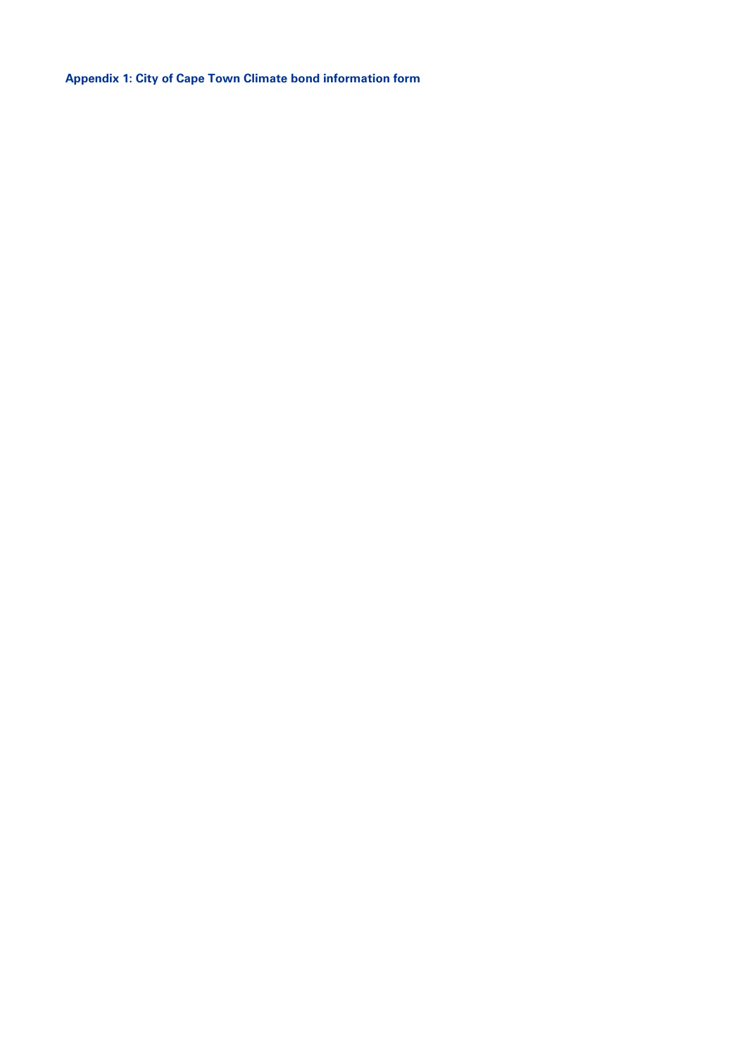## Appendix 1: City of Cape Town Climate bond information form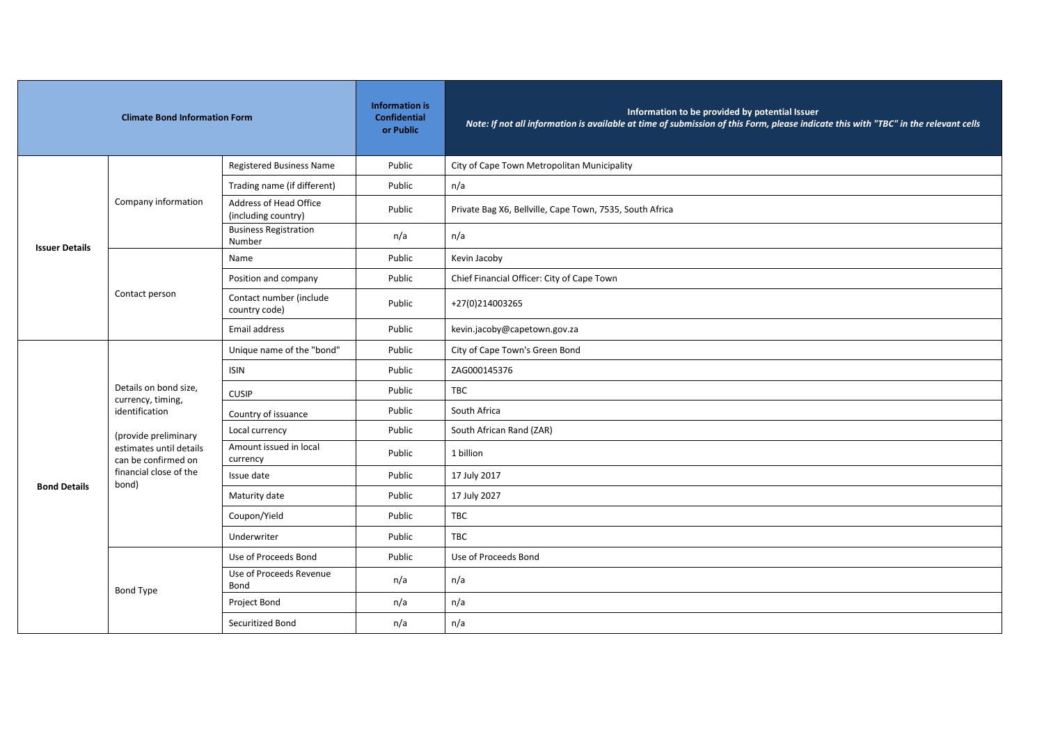| Climate Bond Information Form | | | Information is Confidential or Public | Information to be provided by potential Issuer *Note: If not all information is available at time of submission of this Form, please indicate this with "TBC" in the relevant cells* |
|---|---|---|---|---|
| **Issuer Details** | Company information | Registered Business Name | Public | City of Cape Town Metropolitan Municipality |
| | | Trading name (if different) | Public | n/a |
| | | Address of Head Office (including country) | Public | Private Bag X6, Bellville, Cape Town, 7535, South Africa |
| | | Business Registration Number | n/a | n/a |
| | Contact person | Name | Public | Kevin Jacoby |
| | | Position and company | Public | Chief Financial Officer: City of Cape Town |
| | | Contact number (include country code) | Public | +27(0)214003265 |
| | | Email address | Public | kevin.jacoby@capetown.gov.za |
| **Bond Details** | Details on bond size, currency, timing, identification (provide preliminary estimates until details can be confirmed on financial close of the bond) | Unique name of the "bond" | Public | City of Cape Town's Green Bond |
| | | ISIN | Public | ZAG000145376 |
| | | CUSIP | Public | TBC |
| | | Country of issuance | Public | South Africa |
| | | Local currency | Public | South African Rand (ZAR) |
| | | Amount issued in local currency | Public | 1 billion |
| | | Issue date | Public | 17 July 2017 |
| | | Maturity date | Public | 17 July 2027 |
| | | Coupon/Yield | Public | TBC |
| | | Underwriter | Public | TBC |
| | Bond Type | Use of Proceeds Bond | Public | Use of Proceeds Bond |
| | | Use of Proceeds Revenue Bond | n/a | n/a |
| | | Project Bond | n/a | n/a |
| | | Securitized Bond | n/a | n/a |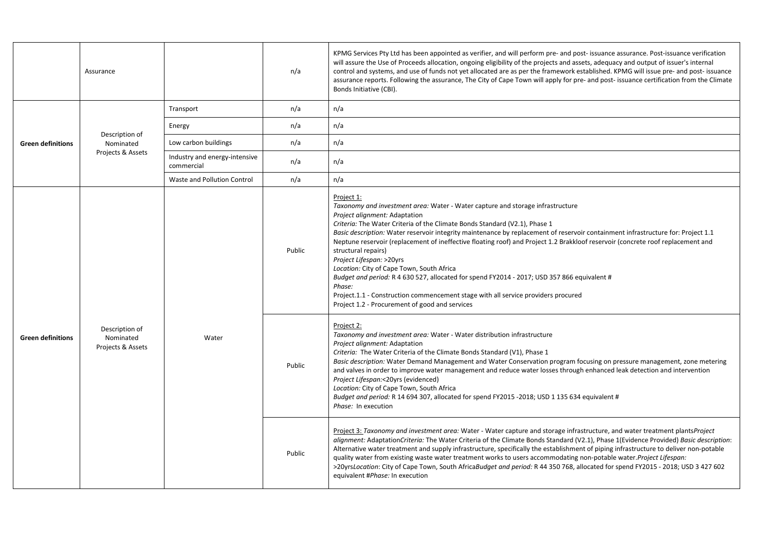|  |  |  |  |  |
|---|---|---|---|---|
|  | Assurance |  | n/a | KPMG Services Pty Ltd has been appointed as verifier, and will perform pre- and post- issuance assurance. Post-issuance verification will assure the Use of Proceeds allocation, ongoing eligibility of the projects and assets, adequacy and output of issuer's internal control and systems, and use of funds not yet allocated are as per the framework established. KPMG will issue pre- and post- issuance assurance reports. Following the assurance, The City of Cape Town will apply for pre- and post- issuance certification from the Climate Bonds Initiative (CBI). |
| **Green definitions** | Description of Nominated Projects & Assets | Transport | n/a | n/a |
|  |  | Energy | n/a | n/a |
|  |  | Low carbon buildings | n/a | n/a |
|  |  | Industry and energy-intensive commercial | n/a | n/a |
|  |  | Waste and Pollution Control | n/a | n/a |
| **Green definitions** | Description of Nominated Projects & Assets | Water | Public | Project 1:<br>*Taxonomy and investment area:* Water - Water capture and storage infrastructure<br>*Project alignment:* Adaptation<br>*Criteria:* The Water Criteria of the Climate Bonds Standard (V2.1), Phase 1<br>*Basic description:* Water reservoir integrity maintenance by replacement of reservoir containment infrastructure for: Project 1.1 Neptune reservoir (replacement of ineffective floating roof) and Project 1.2 Brakkloof reservoir (concrete roof replacement and structural repairs)<br>*Project Lifespan:* >20yrs<br>*Location:* City of Cape Town, South Africa<br>*Budget and period:* R 4 630 527, allocated for spend FY2014 - 2017; USD 357 866 equivalent #<br>*Phase:*<br>Project.1.1 - Construction commencement stage with all service providers procured<br>Project 1.2 - Procurement of good and services |
|  |  |  | Public | Project 2:<br>*Taxonomy and investment area:* Water - Water distribution infrastructure<br>*Project alignment:* Adaptation<br>*Criteria:* The Water Criteria of the Climate Bonds Standard (V1), Phase 1<br>*Basic description:* Water Demand Management and Water Conservation program focusing on pressure management, zone metering and valves in order to improve water management and reduce water losses through enhanced leak detection and intervention<br>*Project Lifespan:*<20yrs (evidenced)<br>*Location:* City of Cape Town, South Africa<br>*Budget and period:* R 14 694 307, allocated for spend FY2015 -2018; USD 1 135 634 equivalent #<br>*Phase:* In execution |
|  |  |  | Public | Project 3: *Taxonomy and investment area:* Water - Water capture and storage infrastructure, and water treatment plants*Project alignment:* Adaptation*Criteria:* The Water Criteria of the Climate Bonds Standard (V2.1), Phase 1(Evidence Provided) *Basic description*: Alternative water treatment and supply infrastructure, specifically the establishment of piping infrastructure to deliver non-potable quality water from existing waste water treatment works to users accommodating non-potable water.*Project Lifespan:* >20yrs*Location*: City of Cape Town, South Africa*Budget and period:* R 44 350 768, allocated for spend FY2015 - 2018; USD 3 427 602 equivalent #*Phase:* In execution |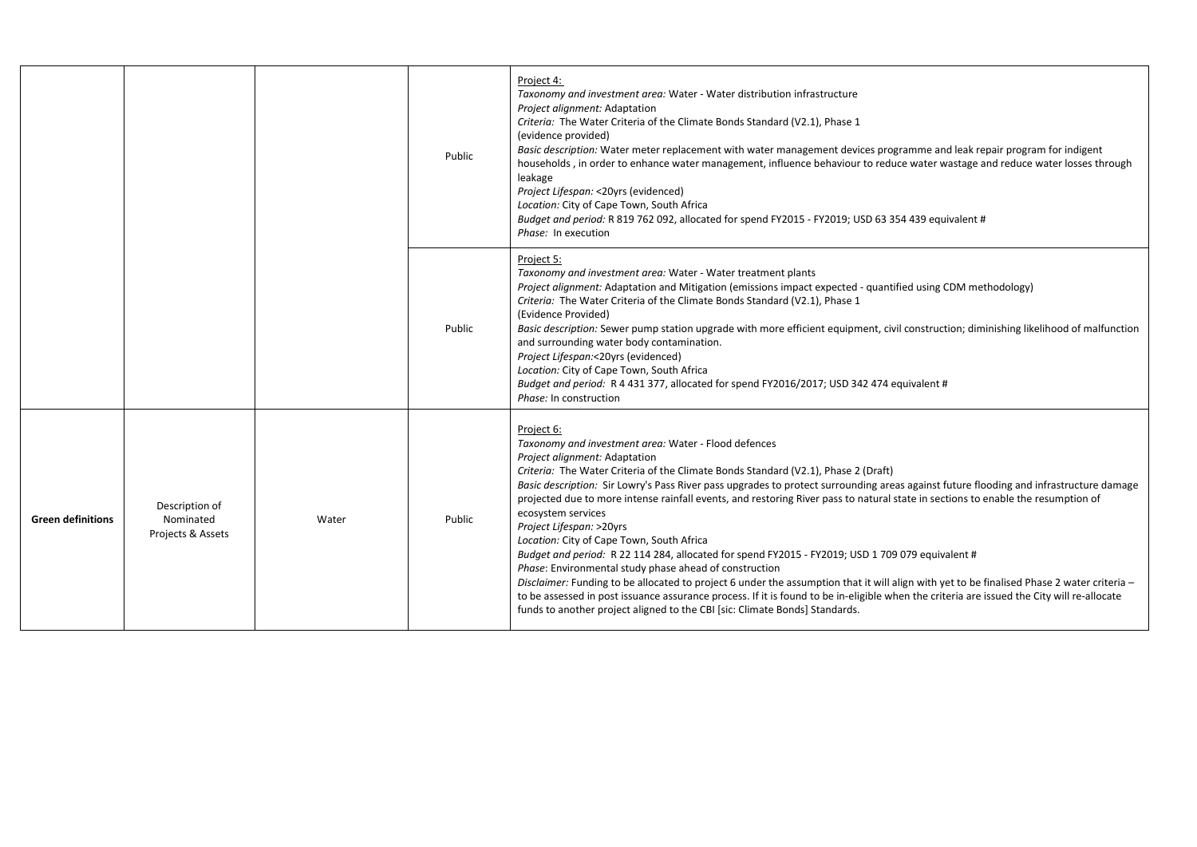| | | | | |
|---|---|---|---|---|
| | | | Public | Project 4:<br>*Taxonomy and investment area:* Water - Water distribution infrastructure<br>*Project alignment:* Adaptation<br>*Criteria:* The Water Criteria of the Climate Bonds Standard (V2.1), Phase 1<br>(evidence provided)<br>*Basic description:* Water meter replacement with water management devices programme and leak repair program for indigent households , in order to enhance water management, influence behaviour to reduce water wastage and reduce water losses through leakage<br>*Project Lifespan:* <20yrs (evidenced)<br>*Location:* City of Cape Town, South Africa<br>*Budget and period:* R 819 762 092, allocated for spend FY2015 - FY2019; USD 63 354 439 equivalent #<br>*Phase:* In execution |
| | | | Public | Project 5:<br>*Taxonomy and investment area:* Water - Water treatment plants<br>*Project alignment:* Adaptation and Mitigation (emissions impact expected - quantified using CDM methodology)<br>*Criteria:* The Water Criteria of the Climate Bonds Standard (V2.1), Phase 1<br>(Evidence Provided)<br>*Basic description:* Sewer pump station upgrade with more efficient equipment, civil construction; diminishing likelihood of malfunction and surrounding water body contamination.<br>*Project Lifespan:*<20yrs (evidenced)<br>*Location:* City of Cape Town, South Africa<br>*Budget and period:* R 4 431 377, allocated for spend FY2016/2017; USD 342 474 equivalent #<br>*Phase:* In construction |
| **Green definitions** | Description of Nominated Projects & Assets | Water | Public | Project 6:<br>*Taxonomy and investment area:* Water - Flood defences<br>*Project alignment:* Adaptation<br>*Criteria:* The Water Criteria of the Climate Bonds Standard (V2.1), Phase 2 (Draft)<br>*Basic description:* Sir Lowry's Pass River pass upgrades to protect surrounding areas against future flooding and infrastructure damage projected due to more intense rainfall events, and restoring River pass to natural state in sections to enable the resumption of ecosystem services<br>*Project Lifespan:* >20yrs<br>*Location:* City of Cape Town, South Africa<br>*Budget and period:* R 22 114 284, allocated for spend FY2015 - FY2019; USD 1 709 079 equivalent #<br>*Phase*: Environmental study phase ahead of construction<br>*Disclaimer:* Funding to be allocated to project 6 under the assumption that it will align with yet to be finalised Phase 2 water criteria – to be assessed in post issuance assurance process. If it is found to be in-eligible when the criteria are issued the City will re-allocate funds to another project aligned to the CBI [sic: Climate Bonds] Standards. |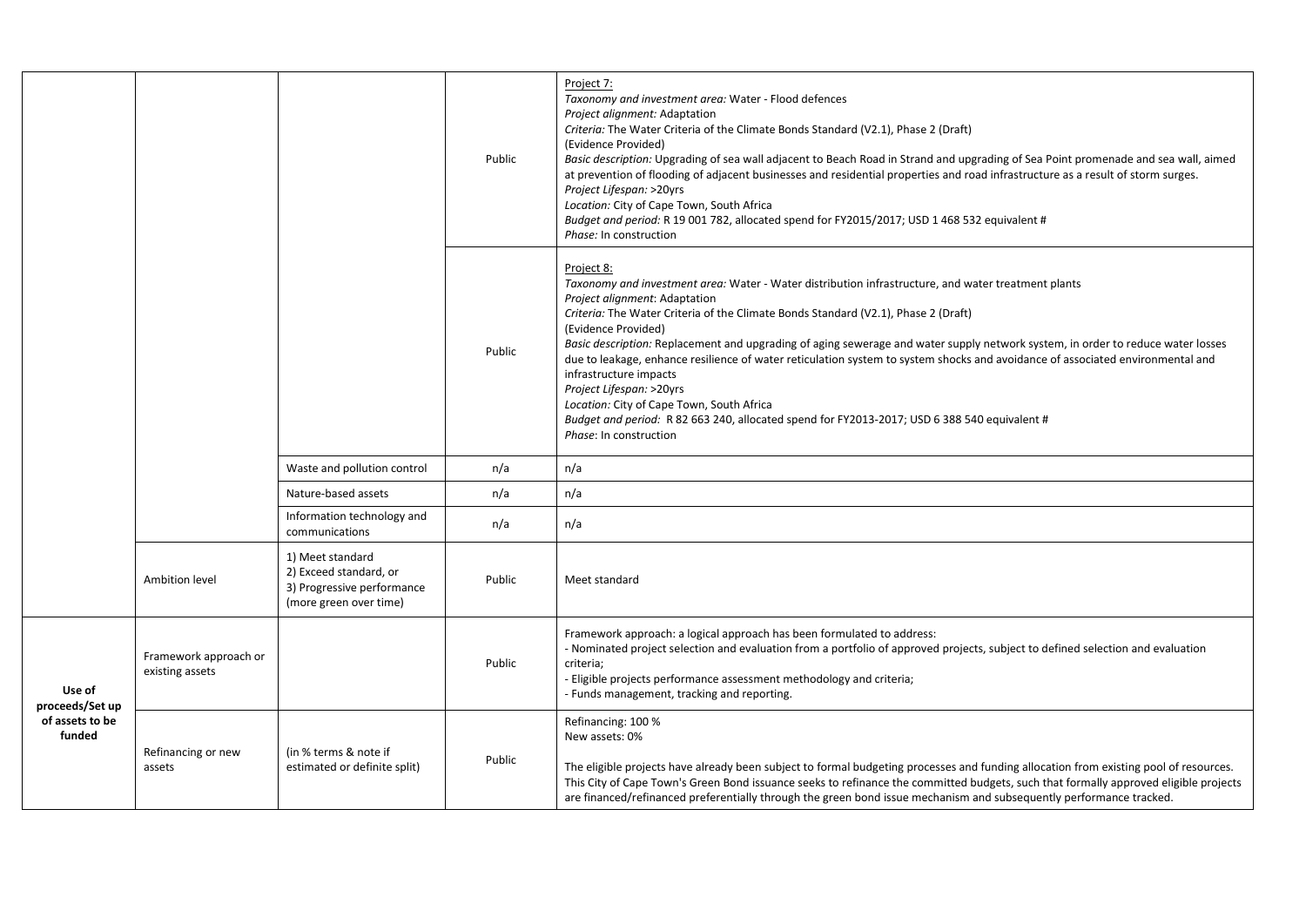| | | | | |
|---|---|---|---|---|
| | | | Public | Project 7:<br>*Taxonomy and investment area:* Water - Flood defences<br>*Project alignment:* Adaptation<br>*Criteria:* The Water Criteria of the Climate Bonds Standard (V2.1), Phase 2 (Draft)<br>(Evidence Provided)<br>*Basic description:* Upgrading of sea wall adjacent to Beach Road in Strand and upgrading of Sea Point promenade and sea wall, aimed at prevention of flooding of adjacent businesses and residential properties and road infrastructure as a result of storm surges.<br>*Project Lifespan:* >20yrs<br>*Location:* City of Cape Town, South Africa<br>*Budget and period:* R 19 001 782, allocated spend for FY2015/2017; USD 1 468 532 equivalent #<br>*Phase:* In construction |
| | | | Public | Project 8:<br>*Taxonomy and investment area:* Water - Water distribution infrastructure, and water treatment plants<br>*Project alignment*: Adaptation<br>*Criteria:* The Water Criteria of the Climate Bonds Standard (V2.1), Phase 2 (Draft)<br>(Evidence Provided)<br>*Basic description:* Replacement and upgrading of aging sewerage and water supply network system, in order to reduce water losses due to leakage, enhance resilience of water reticulation system to system shocks and avoidance of associated environmental and infrastructure impacts<br>*Project Lifespan:* >20yrs<br>*Location:* City of Cape Town, South Africa<br>*Budget and period:* R 82 663 240, allocated spend for FY2013-2017; USD 6 388 540 equivalent #<br>*Phase*: In construction |
| | | Waste and pollution control | n/a | n/a |
| | | Nature-based assets | n/a | n/a |
| | | Information technology and communications | n/a | n/a |
| | Ambition level | 1) Meet standard<br>2) Exceed standard, or<br>3) Progressive performance (more green over time) | Public | Meet standard |
| **Use of proceeds/Set up of assets to be funded** | Framework approach or existing assets | | Public | Framework approach: a logical approach has been formulated to address:<br>- Nominated project selection and evaluation from a portfolio of approved projects, subject to defined selection and evaluation criteria;<br>- Eligible projects performance assessment methodology and criteria;<br>- Funds management, tracking and reporting. |
| | Refinancing or new assets | (in % terms & note if estimated or definite split) | Public | Refinancing: 100 %<br>New assets: 0%<br><br>The eligible projects have already been subject to formal budgeting processes and funding allocation from existing pool of resources. This City of Cape Town's Green Bond issuance seeks to refinance the committed budgets, such that formally approved eligible projects are financed/refinanced preferentially through the green bond issue mechanism and subsequently performance tracked. |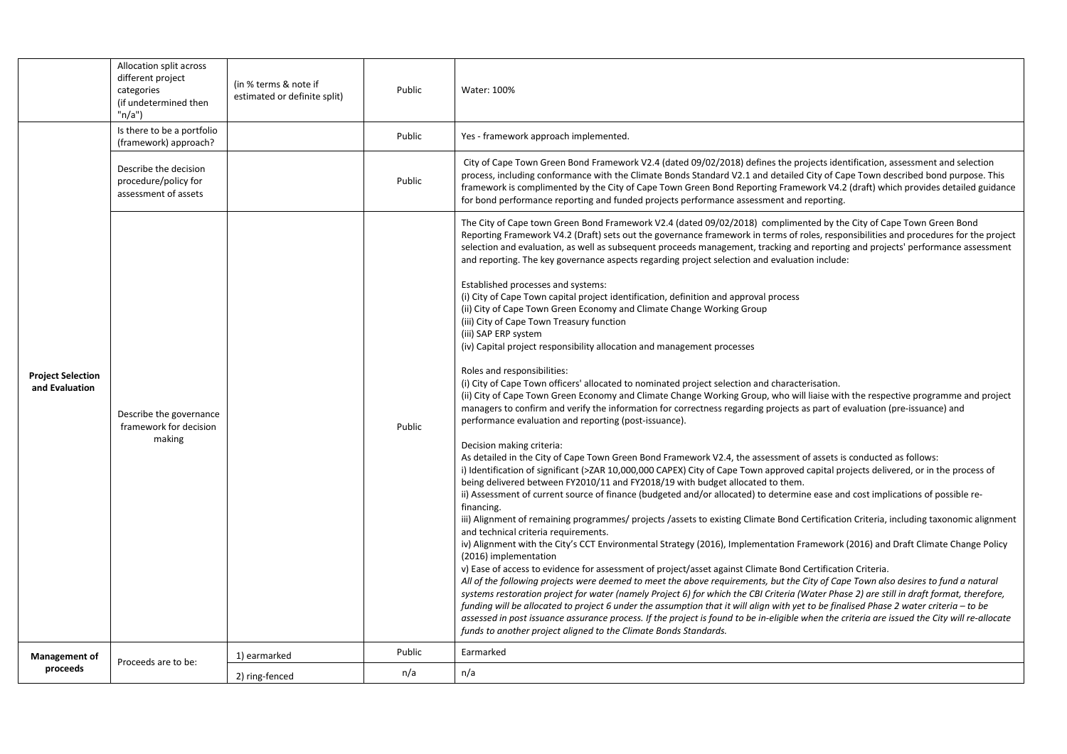| | | | | |
|---|---|---|---|---|
| | Allocation split across different project categories (if undetermined then "n/a") | (in % terms & note if estimated or definite split) | Public | Water: 100% |
| **Project Selection and Evaluation** | Is there to be a portfolio (framework) approach? | | Public | Yes - framework approach implemented. |
| | Describe the decision procedure/policy for assessment of assets | | Public | City of Cape Town Green Bond Framework V2.4 (dated 09/02/2018) defines the projects identification, assessment and selection process, including conformance with the Climate Bonds Standard V2.1 and detailed City of Cape Town described bond purpose. This framework is complimented by the City of Cape Town Green Bond Reporting Framework V4.2 (draft) which provides detailed guidance for bond performance reporting and funded projects performance assessment and reporting. |
| | Describe the governance framework for decision making | | Public | The City of Cape town Green Bond Framework V2.4 (dated 09/02/2018) complimented by the City of Cape Town Green Bond Reporting Framework V4.2 (Draft) sets out the governance framework in terms of roles, responsibilities and procedures for the project selection and evaluation, as well as subsequent proceeds management, tracking and reporting and projects' performance assessment and reporting. The key governance aspects regarding project selection and evaluation include:<br><br>Established processes and systems:<br>(i) City of Cape Town capital project identification, definition and approval process<br>(ii) City of Cape Town Green Economy and Climate Change Working Group<br>(iii) City of Cape Town Treasury function<br>(iii) SAP ERP system<br>(iv) Capital project responsibility allocation and management processes<br><br>Roles and responsibilities:<br>(i) City of Cape Town officers' allocated to nominated project selection and characterisation.<br>(ii) City of Cape Town Green Economy and Climate Change Working Group, who will liaise with the respective programme and project managers to confirm and verify the information for correctness regarding projects as part of evaluation (pre-issuance) and performance evaluation and reporting (post-issuance).<br><br>Decision making criteria:<br>As detailed in the City of Cape Town Green Bond Framework V2.4, the assessment of assets is conducted as follows:<br>i) Identification of significant (>ZAR 10,000,000 CAPEX) City of Cape Town approved capital projects delivered, or in the process of being delivered between FY2010/11 and FY2018/19 with budget allocated to them.<br>ii) Assessment of current source of finance (budgeted and/or allocated) to determine ease and cost implications of possible re-financing.<br>iii) Alignment of remaining programmes/ projects /assets to existing Climate Bond Certification Criteria, including taxonomic alignment and technical criteria requirements.<br>iv) Alignment with the City's CCT Environmental Strategy (2016), Implementation Framework (2016) and Draft Climate Change Policy (2016) implementation<br>v) Ease of access to evidence for assessment of project/asset against Climate Bond Certification Criteria.<br>*All of the following projects were deemed to meet the above requirements, but the City of Cape Town also desires to fund a natural systems restoration project for water (namely Project 6) for which the CBI Criteria (Water Phase 2) are still in draft format, therefore, funding will be allocated to project 6 under the assumption that it will align with yet to be finalised Phase 2 water criteria – to be assessed in post issuance assurance process. If the project is found to be in-eligible when the criteria are issued the City will re-allocate funds to another project aligned to the Climate Bonds Standards.* |
| **Management of proceeds** | Proceeds are to be: | 1) earmarked | Public | Earmarked |
| | | 2) ring-fenced | n/a | n/a |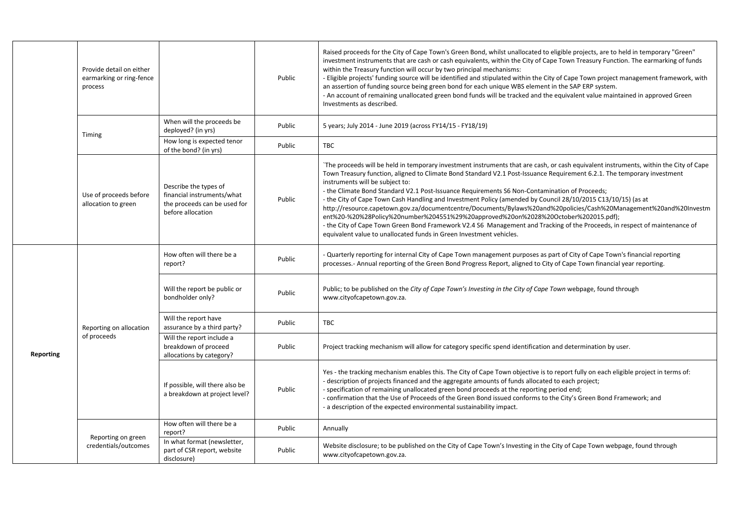| | | | | |
|---|---|---|---|---|
| | Provide detail on either earmarking or ring-fence process | | Public | Raised proceeds for the City of Cape Town's Green Bond, whilst unallocated to eligible projects, are to held in temporary "Green" investment instruments that are cash or cash equivalents, within the City of Cape Town Treasury Function. The earmarking of funds within the Treasury function will occur by two principal mechanisms:<br>- Eligible projects' funding source will be identified and stipulated within the City of Cape Town project management framework, with an assertion of funding source being green bond for each unique WBS element in the SAP ERP system.<br>- An account of remaining unallocated green bond funds will be tracked and the equivalent value maintained in approved Green Investments as described. |
| | Timing | When will the proceeds be deployed? (in yrs) | Public | 5 years; July 2014 - June 2019 (across FY14/15 - FY18/19) |
| | | How long is expected tenor of the bond? (in yrs) | Public | TBC |
| | Use of proceeds before allocation to green | Describe the types of financial instruments/what the proceeds can be used for before allocation | Public | `The proceeds will be held in temporary investment instruments that are cash, or cash equivalent instruments, within the City of Cape Town Treasury function, aligned to Climate Bond Standard V2.1 Post-Issuance Requirement 6.2.1. The temporary investment instruments will be subject to:<br>- the Climate Bond Standard V2.1 Post-Issuance Requirements S6 Non-Contamination of Proceeds;<br>- the City of Cape Town Cash Handling and Investment Policy (amended by Council 28/10/2015 C13/10/15) (as at http://resource.capetown.gov.za/documentcentre/Documents/Bylaws%20and%20policies/Cash%20Management%20and%20Investment%20-%20%28Policy%20number%204551%29%20approved%20on%2028%20October%202015.pdf);<br>- the City of Cape Town Green Bond Framework V2.4 S6 Management and Tracking of the Proceeds, in respect of maintenance of equivalent value to unallocated funds in Green Investment vehicles. |
| **Reporting** | Reporting on allocation of proceeds | How often will there be a report? | Public | - Quarterly reporting for internal City of Cape Town management purposes as part of City of Cape Town's financial reporting processes.- Annual reporting of the Green Bond Progress Report, aligned to City of Cape Town financial year reporting. |
| | | Will the report be public or bondholder only? | Public | Public; to be published on the *City of Cape Town's Investing in the City of Cape Town* webpage, found through www.cityofcapetown.gov.za. |
| | | Will the report have assurance by a third party? | Public | TBC |
| | | Will the report include a breakdown of proceed allocations by category? | Public | Project tracking mechanism will allow for category specific spend identification and determination by user. |
| | | If possible, will there also be a breakdown at project level? | Public | Yes - the tracking mechanism enables this. The City of Cape Town objective is to report fully on each eligible project in terms of:<br>- description of projects financed and the aggregate amounts of funds allocated to each project;<br>- specification of remaining unallocated green bond proceeds at the reporting period end;<br>- confirmation that the Use of Proceeds of the Green Bond issued conforms to the City's Green Bond Framework; and<br>- a description of the expected environmental sustainability impact. |
| | Reporting on green credentials/outcomes | How often will there be a report? | Public | Annually |
| | | In what format (newsletter, part of CSR report, website disclosure) | Public | Website disclosure; to be published on the City of Cape Town's Investing in the City of Cape Town webpage, found through www.cityofcapetown.gov.za. |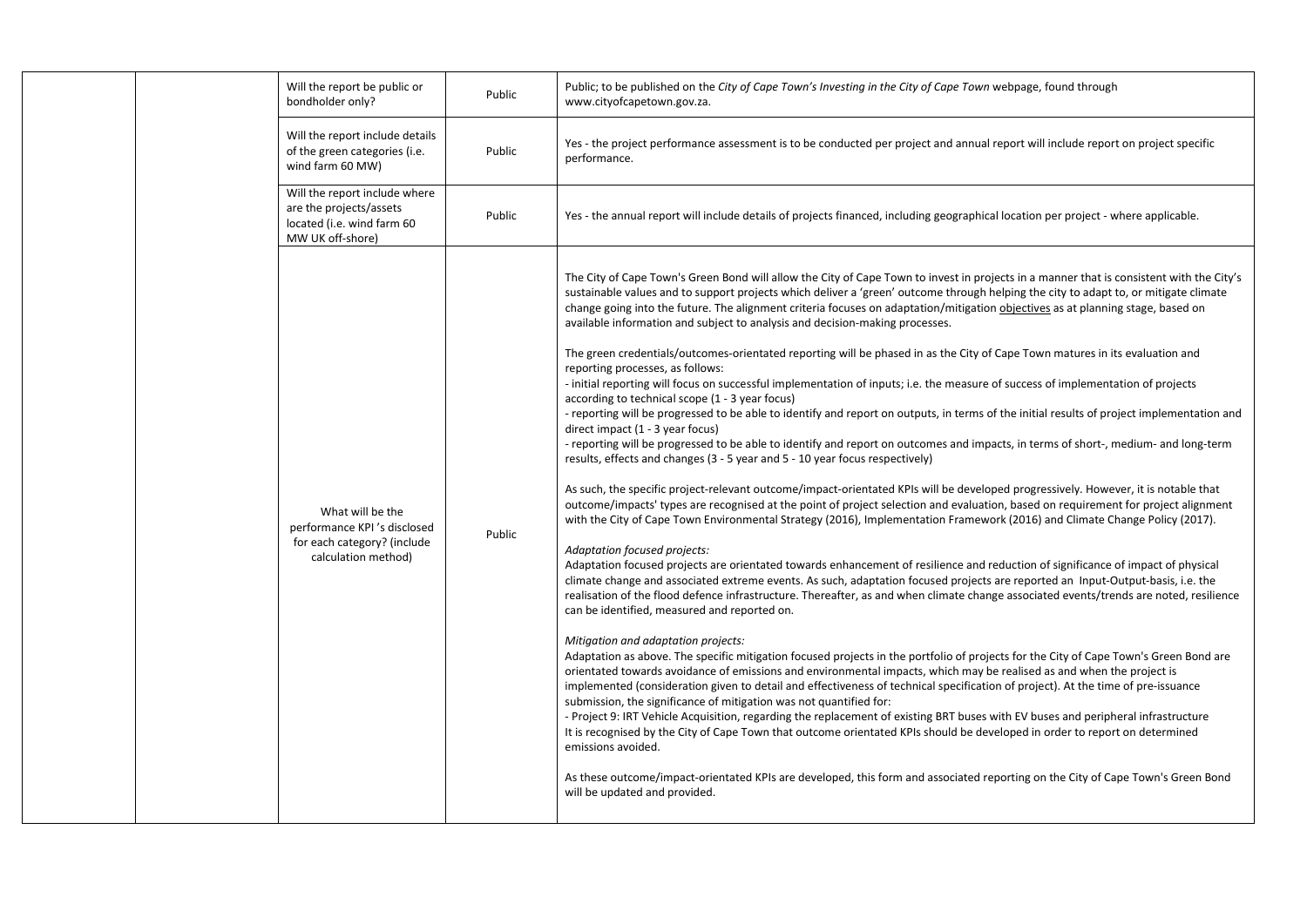| | | | | |
|---|---|---|---|---|
| | | Will the report be public or bondholder only? | Public | Public; to be published on the *City of Cape Town's Investing in the City of Cape Town* webpage, found through www.cityofcapetown.gov.za. |
| | | Will the report include details of the green categories (i.e. wind farm 60 MW) | Public | Yes - the project performance assessment is to be conducted per project and annual report will include report on project specific performance. |
| | | Will the report include where are the projects/assets located (i.e. wind farm 60 MW UK off-shore) | Public | Yes - the annual report will include details of projects financed, including geographical location per project - where applicable. |
| | | What will be the performance KPI 's disclosed for each category? (include calculation method) | Public | The City of Cape Town's Green Bond will allow the City of Cape Town to invest in projects in a manner that is consistent with the City's sustainable values and to support projects which deliver a 'green' outcome through helping the city to adapt to, or mitigate climate change going into the future. The alignment criteria focuses on adaptation/mitigation objectives as at planning stage, based on available information and subject to analysis and decision-making processes.<br><br>The green credentials/outcomes-orientated reporting will be phased in as the City of Cape Town matures in its evaluation and reporting processes, as follows:<br>- initial reporting will focus on successful implementation of inputs; i.e. the measure of success of implementation of projects according to technical scope (1 - 3 year focus)<br>- reporting will be progressed to be able to identify and report on outputs, in terms of the initial results of project implementation and direct impact (1 - 3 year focus)<br>- reporting will be progressed to be able to identify and report on outcomes and impacts, in terms of short-, medium- and long-term results, effects and changes (3 - 5 year and 5 - 10 year focus respectively)<br><br>As such, the specific project-relevant outcome/impact-orientated KPIs will be developed progressively. However, it is notable that outcome/impacts' types are recognised at the point of project selection and evaluation, based on requirement for project alignment with the City of Cape Town Environmental Strategy (2016), Implementation Framework (2016) and Climate Change Policy (2017).<br><br>*Adaptation focused projects:*<br>Adaptation focused projects are orientated towards enhancement of resilience and reduction of significance of impact of physical climate change and associated extreme events. As such, adaptation focused projects are reported an Input-Output-basis, i.e. the realisation of the flood defence infrastructure. Thereafter, as and when climate change associated events/trends are noted, resilience can be identified, measured and reported on.<br><br>*Mitigation and adaptation projects:*<br>Adaptation as above. The specific mitigation focused projects in the portfolio of projects for the City of Cape Town's Green Bond are orientated towards avoidance of emissions and environmental impacts, which may be realised as and when the project is implemented (consideration given to detail and effectiveness of technical specification of project). At the time of pre-issuance submission, the significance of mitigation was not quantified for:<br>- Project 9: IRT Vehicle Acquisition, regarding the replacement of existing BRT buses with EV buses and peripheral infrastructure<br>It is recognised by the City of Cape Town that outcome orientated KPIs should be developed in order to report on determined emissions avoided.<br><br>As these outcome/impact-orientated KPIs are developed, this form and associated reporting on the City of Cape Town's Green Bond will be updated and provided. |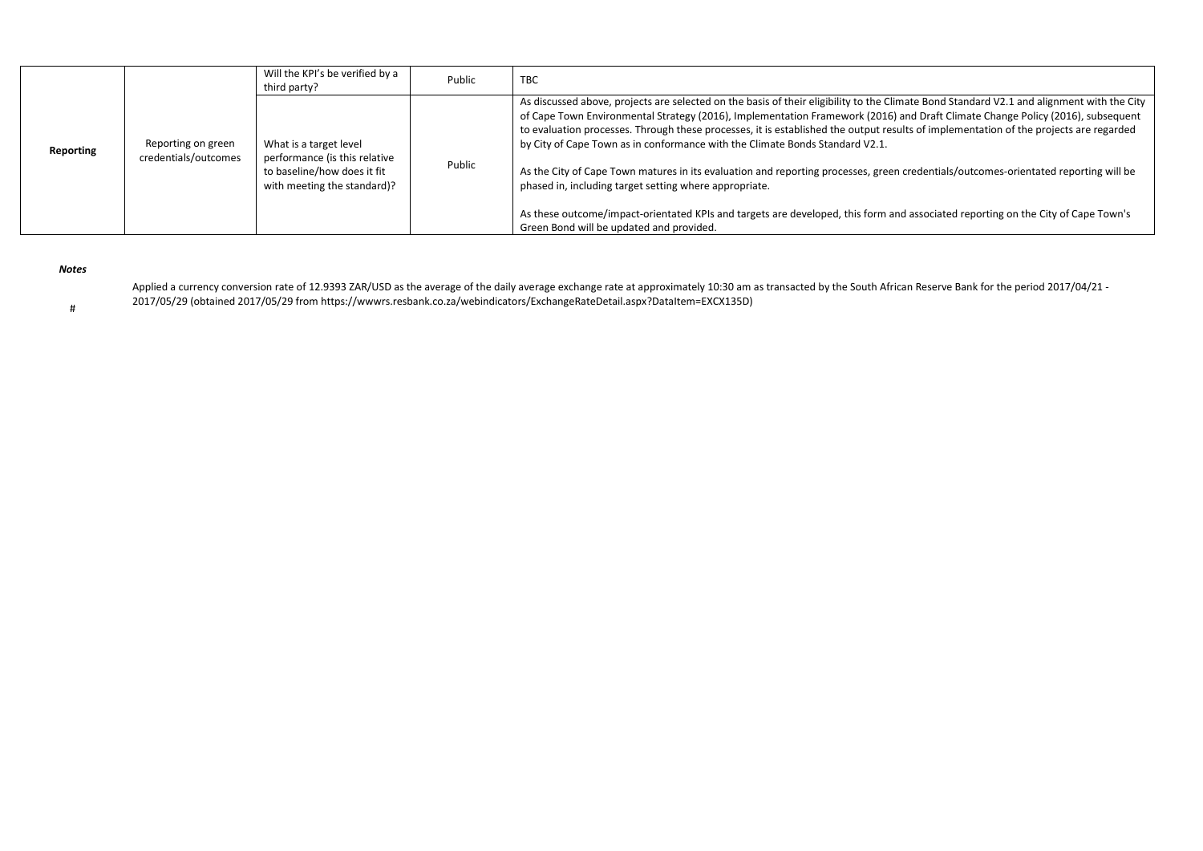| | | | | |
|---|---|---|---|---|
| **Reporting** | Reporting on green credentials/outcomes | Will the KPI's be verified by a third party? | Public | TBC |
| | | What is a target level performance (is this relative to baseline/how does it fit with meeting the standard)? | Public | As discussed above, projects are selected on the basis of their eligibility to the Climate Bond Standard V2.1 and alignment with the City of Cape Town Environmental Strategy (2016), Implementation Framework (2016) and Draft Climate Change Policy (2016), subsequent to evaluation processes. Through these processes, it is established the output results of implementation of the projects are regarded by City of Cape Town as in conformance with the Climate Bonds Standard V2.1.<br><br>As the City of Cape Town matures in its evaluation and reporting processes, green credentials/outcomes-orientated reporting will be phased in, including target setting where appropriate.<br><br>As these outcome/impact-orientated KPIs and targets are developed, this form and associated reporting on the City of Cape Town's Green Bond will be updated and provided. |

***Notes***

\# Applied a currency conversion rate of 12.9393 ZAR/USD as the average of the daily average exchange rate at approximately 10:30 am as transacted by the South African Reserve Bank for the period 2017/04/21 - 2017/05/29 (obtained 2017/05/29 from https://wwwrs.resbank.co.za/webindicators/ExchangeRateDetail.aspx?DataItem=EXCX135D)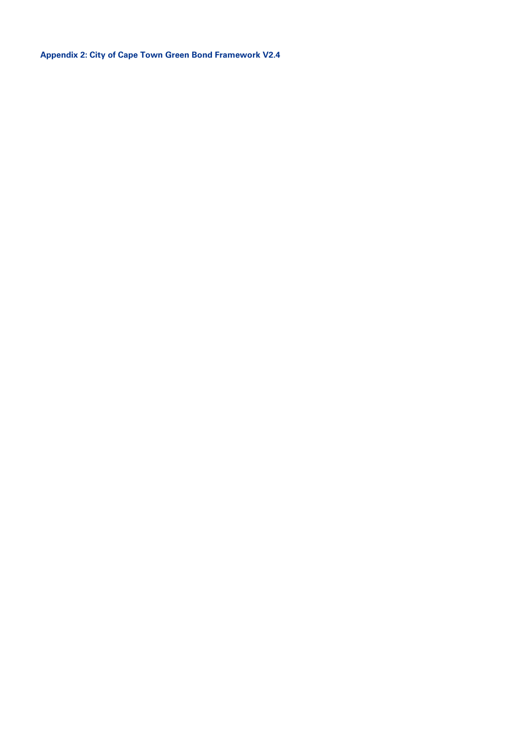**Appendix 2: City of Cape Town Green Bond Framework V2.4**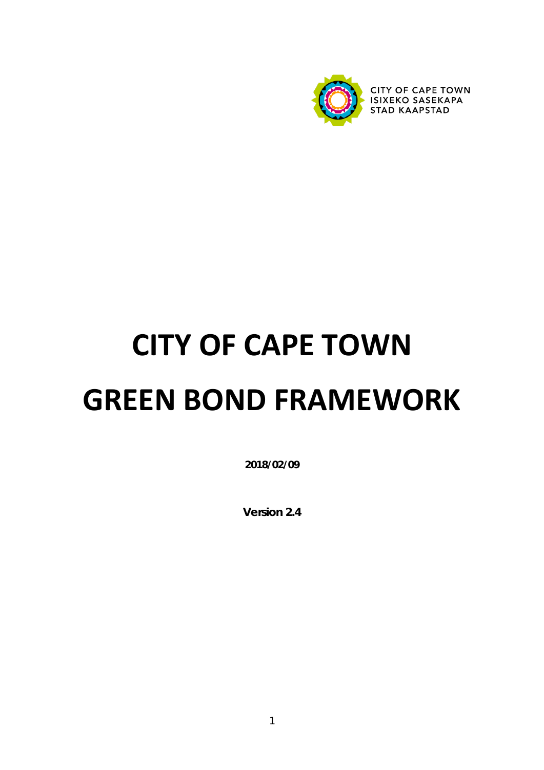CITY OF CAPE TOWN
ISIXEKO SASEKAPA
STAD KAAPSTAD

# CITY OF CAPE TOWN GREEN BOND FRAMEWORK

**2018/02/09**

**Version 2.4**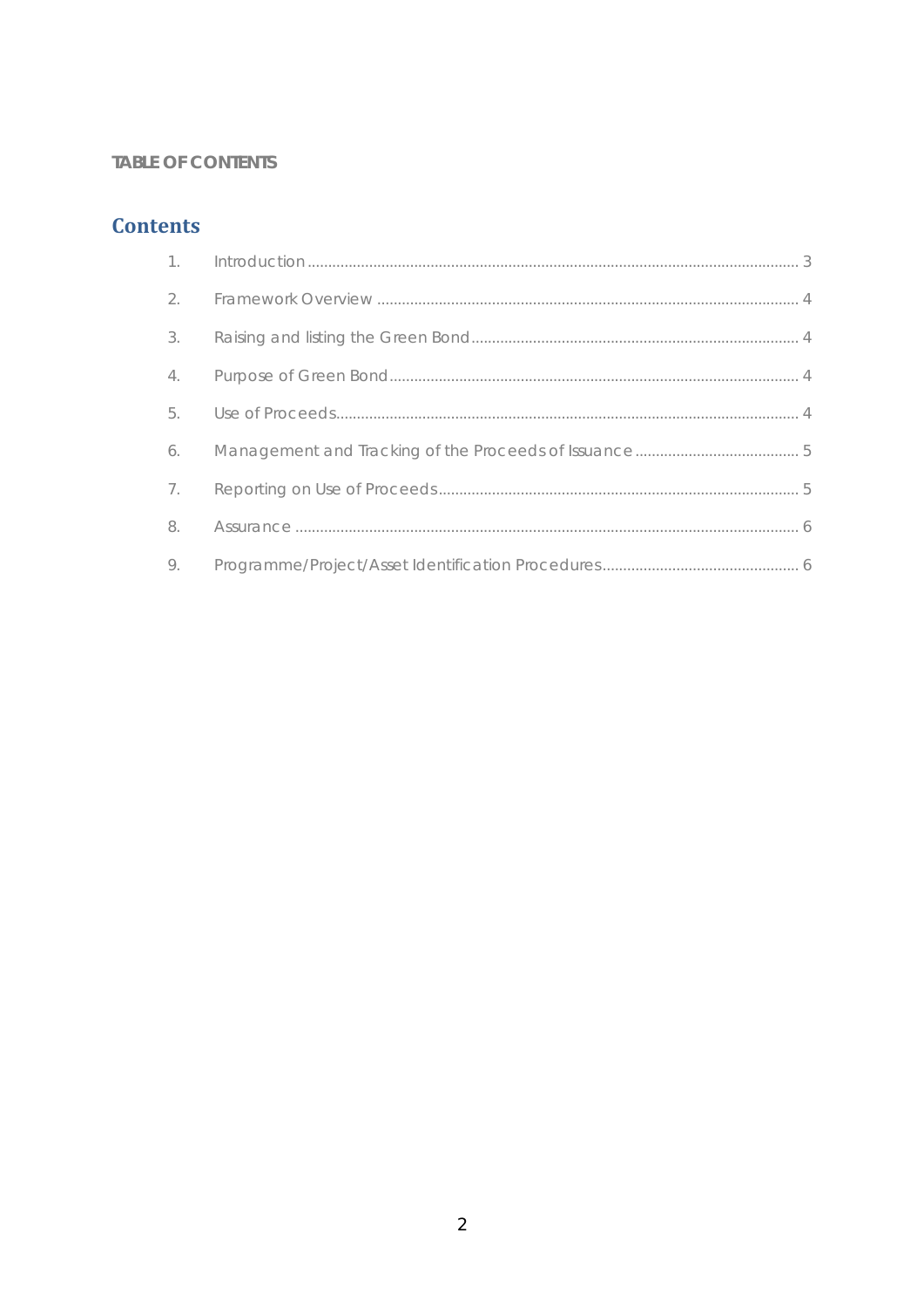TABLE OF CONTENTS

## Contents

1. Introduction ........................................................................................................................ 3
2. Framework Overview ....................................................................................................... 4
3. Raising and listing the Green Bond ................................................................................ 4
4. Purpose of Green Bond .................................................................................................... 4
5. Use of Proceeds ................................................................................................................. 4
6. Management and Tracking of the Proceeds of Issuance ........................................ 5
7. Reporting on Use of Proceeds ........................................................................................ 5
8. Assurance ........................................................................................................................... 6
9. Programme/Project/Asset Identification Procedures ................................................ 6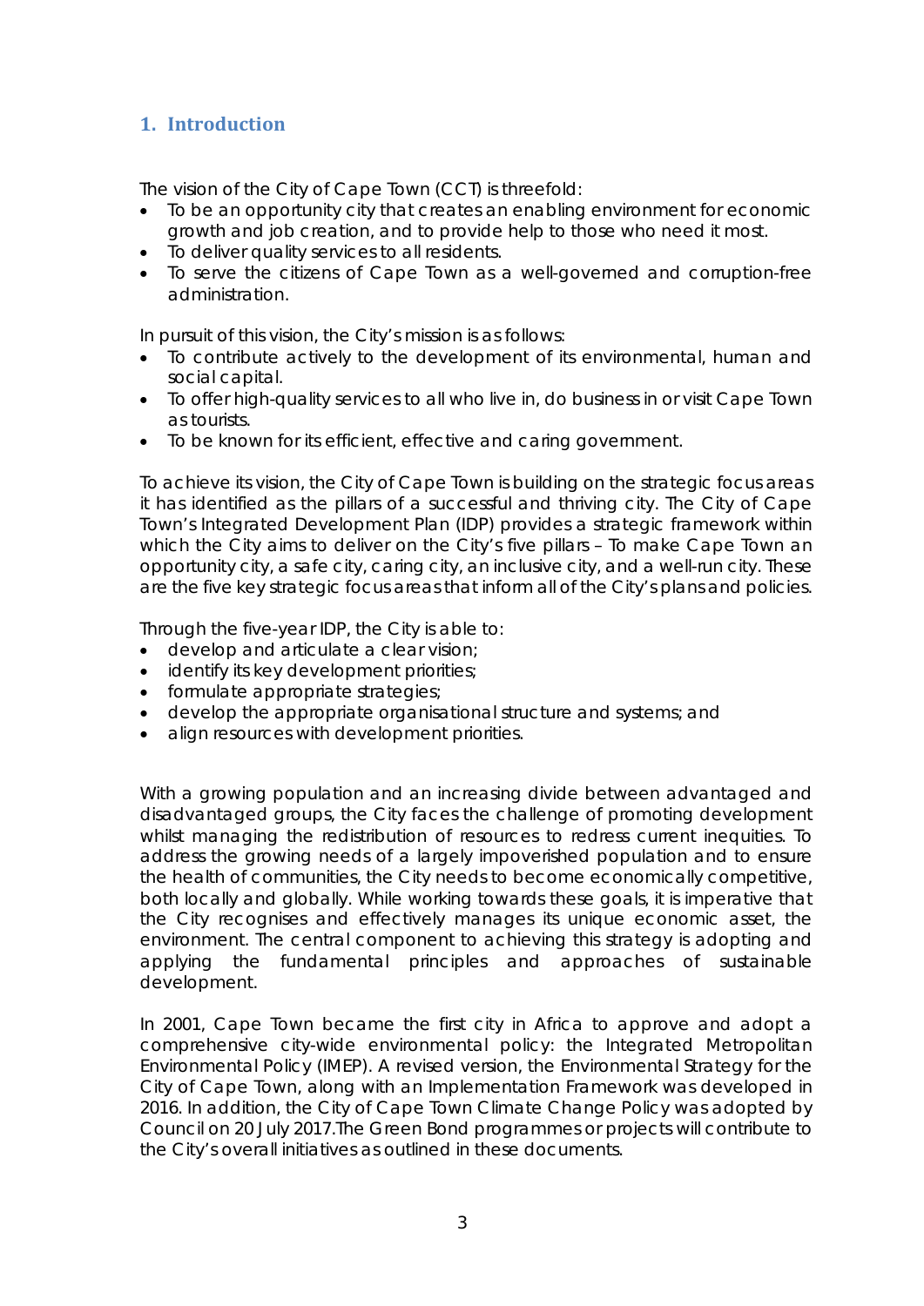## 1. Introduction

The vision of the City of Cape Town (CCT) is threefold:

- To be an opportunity city that creates an enabling environment for economic growth and job creation, and to provide help to those who need it most.
- To deliver quality services to all residents.
- To serve the citizens of Cape Town as a well-governed and corruption-free administration.

In pursuit of this vision, the City's mission is as follows:

- To contribute actively to the development of its environmental, human and social capital.
- To offer high-quality services to all who live in, do business in or visit Cape Town as tourists.
- To be known for its efficient, effective and caring government.

To achieve its vision, the City of Cape Town is building on the strategic focus areas it has identified as the pillars of a successful and thriving city. The City of Cape Town's Integrated Development Plan (IDP) provides a strategic framework within which the City aims to deliver on the City's five pillars – To make Cape Town an opportunity city, a safe city, caring city, an inclusive city, and a well-run city. These are the five key strategic focus areas that inform all of the City's plans and policies.

Through the five-year IDP, the City is able to:

- develop and articulate a clear vision;
- identify its key development priorities;
- formulate appropriate strategies;
- develop the appropriate organisational structure and systems; and
- align resources with development priorities.

With a growing population and an increasing divide between advantaged and disadvantaged groups, the City faces the challenge of promoting development whilst managing the redistribution of resources to redress current inequities. To address the growing needs of a largely impoverished population and to ensure the health of communities, the City needs to become economically competitive, both locally and globally. While working towards these goals, it is imperative that the City recognises and effectively manages its unique economic asset, the environment. The central component to achieving this strategy is adopting and applying the fundamental principles and approaches of sustainable development.

In 2001, Cape Town became the first city in Africa to approve and adopt a comprehensive city-wide environmental policy: the Integrated Metropolitan Environmental Policy (IMEP). A revised version, the Environmental Strategy for the City of Cape Town, along with an Implementation Framework was developed in 2016. In addition, the City of Cape Town Climate Change Policy was adopted by Council on 20 July 2017.The Green Bond programmes or projects will contribute to the City's overall initiatives as outlined in these documents.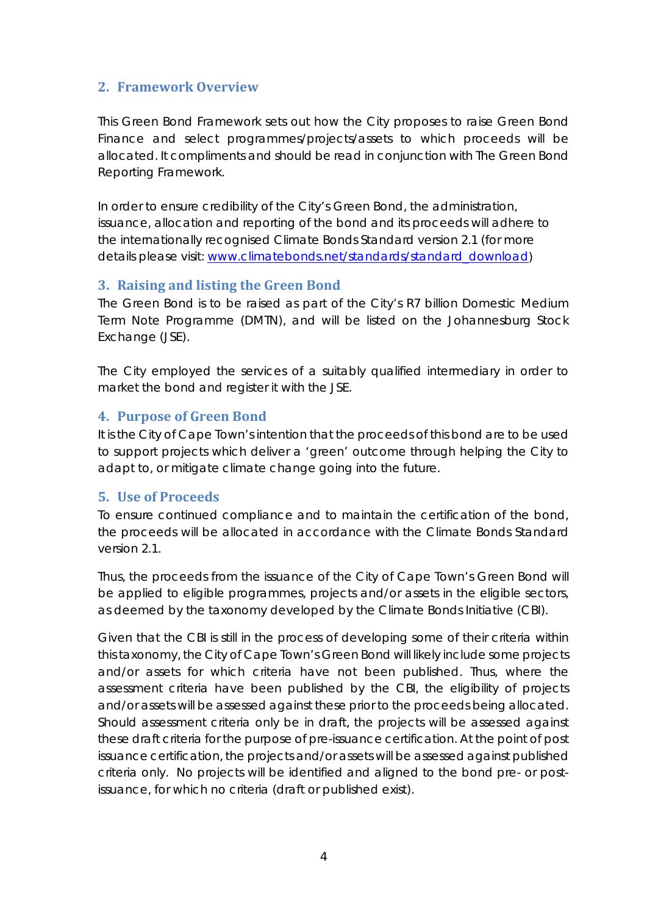## 2. Framework Overview

This Green Bond Framework sets out how the City proposes to raise Green Bond Finance and select programmes/projects/assets to which proceeds will be allocated. It compliments and should be read in conjunction with The Green Bond Reporting Framework.

In order to ensure credibility of the City's Green Bond, the administration, issuance, allocation and reporting of the bond and its proceeds will adhere to the internationally recognised Climate Bonds Standard version 2.1 (for more details please visit: [www.climatebonds.net/standards/standard_download](www.climatebonds.net/standards/standard_download))

## 3. Raising and listing the Green Bond

The Green Bond is to be raised as part of the City's R7 billion Domestic Medium Term Note Programme (DMTN), and will be listed on the Johannesburg Stock Exchange (JSE).

The City employed the services of a suitably qualified intermediary in order to market the bond and register it with the JSE.

## 4. Purpose of Green Bond

It is the City of Cape Town's intention that the proceeds of this bond are to be used to support projects which deliver a 'green' outcome through helping the City to adapt to, or mitigate climate change going into the future.

## 5. Use of Proceeds

To ensure continued compliance and to maintain the certification of the bond, the proceeds will be allocated in accordance with the Climate Bonds Standard version 2.1.

Thus, the proceeds from the issuance of the City of Cape Town's Green Bond will be applied to eligible programmes, projects and/or assets in the eligible sectors, as deemed by the taxonomy developed by the Climate Bonds Initiative (CBI).

Given that the CBI is still in the process of developing some of their criteria within this taxonomy, the City of Cape Town's Green Bond will likely include some projects and/or assets for which criteria have not been published. Thus, where the assessment criteria have been published by the CBI, the eligibility of projects and/or assets will be assessed against these prior to the proceeds being allocated. Should assessment criteria only be in draft, the projects will be assessed against these draft criteria for the purpose of pre-issuance certification. At the point of post issuance certification, the projects and/or assets will be assessed against published criteria only. No projects will be identified and aligned to the bond pre- or post-issuance, for which no criteria (draft or published exist).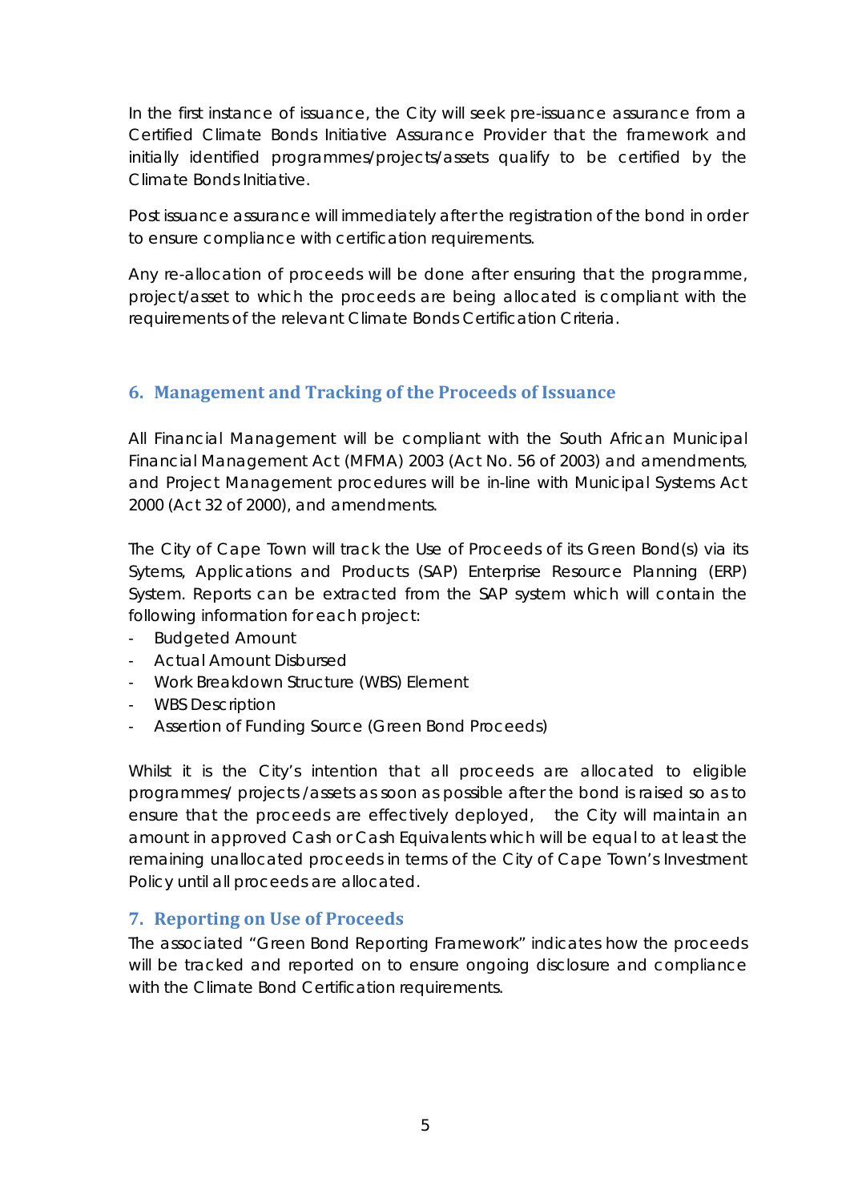In the first instance of issuance, the City will seek pre-issuance assurance from a Certified Climate Bonds Initiative Assurance Provider that the framework and initially identified programmes/projects/assets qualify to be certified by the Climate Bonds Initiative.

Post issuance assurance will immediately after the registration of the bond in order to ensure compliance with certification requirements.

Any re-allocation of proceeds will be done after ensuring that the programme, project/asset to which the proceeds are being allocated is compliant with the requirements of the relevant Climate Bonds Certification Criteria.

## 6. Management and Tracking of the Proceeds of Issuance

All Financial Management will be compliant with the South African Municipal Financial Management Act (MFMA) 2003 (Act No. 56 of 2003) and amendments, and Project Management procedures will be in-line with Municipal Systems Act 2000 (Act 32 of 2000), and amendments.

The City of Cape Town will track the Use of Proceeds of its Green Bond(s) via its Sytems, Applications and Products (SAP) Enterprise Resource Planning (ERP) System. Reports can be extracted from the SAP system which will contain the following information for each project:

- Budgeted Amount
- Actual Amount Disbursed
- Work Breakdown Structure (WBS) Element
- WBS Description
- Assertion of Funding Source (Green Bond Proceeds)

Whilst it is the City's intention that all proceeds are allocated to eligible programmes/ projects /assets as soon as possible after the bond is raised so as to ensure that the proceeds are effectively deployed, the City will maintain an amount in approved Cash or Cash Equivalents which will be equal to at least the remaining unallocated proceeds in terms of the City of Cape Town's Investment Policy until all proceeds are allocated.

## 7. Reporting on Use of Proceeds

The associated "Green Bond Reporting Framework" indicates how the proceeds will be tracked and reported on to ensure ongoing disclosure and compliance with the Climate Bond Certification requirements.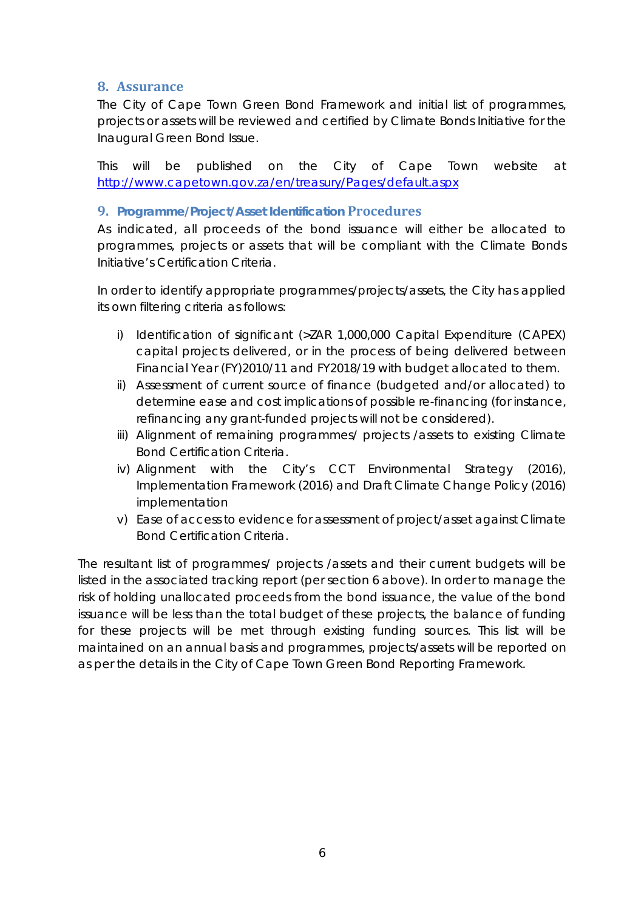## 8. Assurance

The City of Cape Town Green Bond Framework and initial list of programmes, projects or assets will be reviewed and certified by Climate Bonds Initiative for the Inaugural Green Bond Issue.

This will be published on the City of Cape Town website at http://www.capetown.gov.za/en/treasury/Pages/default.aspx

## 9. Programme/Project/Asset Identification Procedures

As indicated, all proceeds of the bond issuance will either be allocated to programmes, projects or assets that will be compliant with the Climate Bonds Initiative's Certification Criteria.

In order to identify appropriate programmes/projects/assets, the City has applied its own filtering criteria as follows:

i) Identification of significant (>ZAR 1,000,000 Capital Expenditure (CAPEX) capital projects delivered, or in the process of being delivered between Financial Year (FY)2010/11 and FY2018/19 with budget allocated to them.
ii) Assessment of current source of finance (budgeted and/or allocated) to determine ease and cost implications of possible re-financing (for instance, refinancing any grant-funded projects will not be considered).
iii) Alignment of remaining programmes/ projects /assets to existing Climate Bond Certification Criteria.
iv) Alignment with the City's CCT Environmental Strategy (2016), Implementation Framework (2016) and Draft Climate Change Policy (2016) implementation
v) Ease of access to evidence for assessment of project/asset against Climate Bond Certification Criteria.

The resultant list of programmes/ projects /assets and their current budgets will be listed in the associated tracking report (per section 6 above). In order to manage the risk of holding unallocated proceeds from the bond issuance, the value of the bond issuance will be less than the total budget of these projects, the balance of funding for these projects will be met through existing funding sources. This list will be maintained on an annual basis and programmes, projects/assets will be reported on as per the details in the City of Cape Town Green Bond Reporting Framework.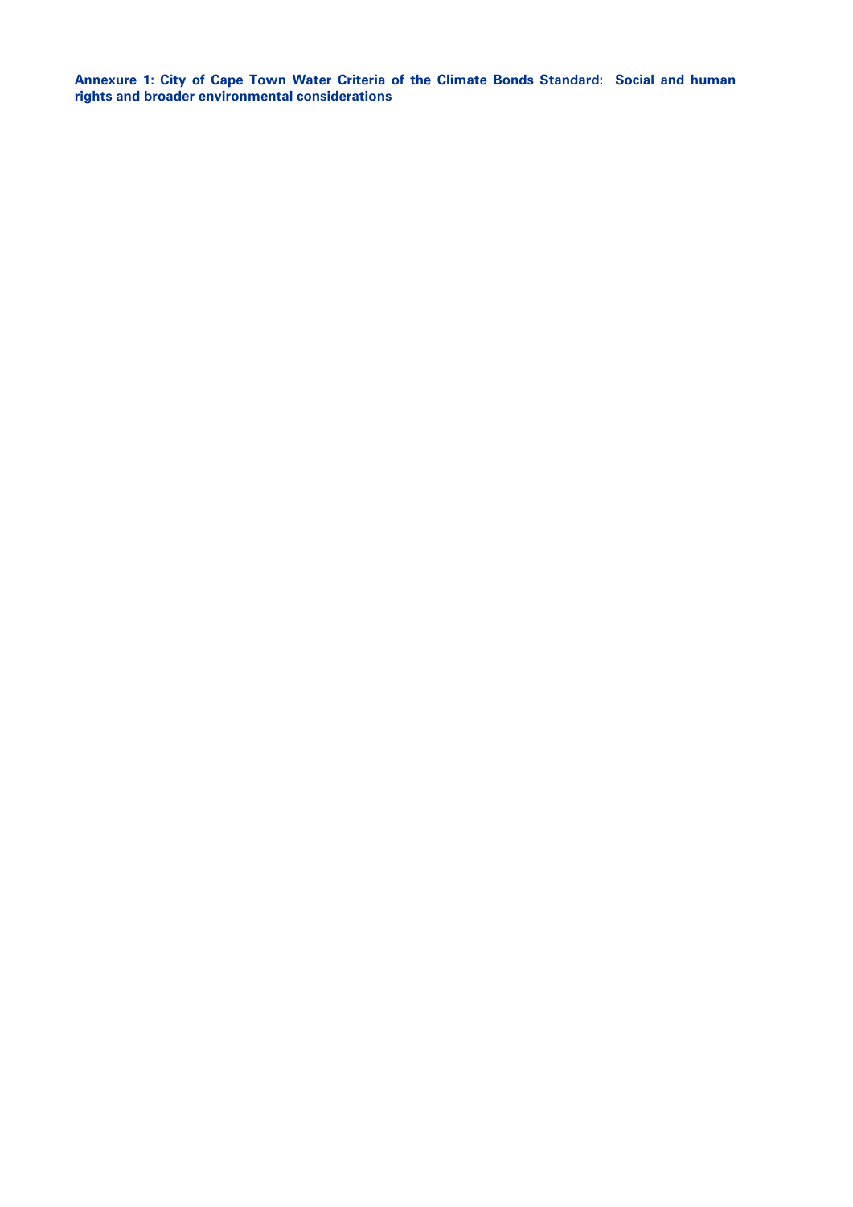**Annexure 1: City of Cape Town Water Criteria of the Climate Bonds Standard: Social and human rights and broader environmental considerations**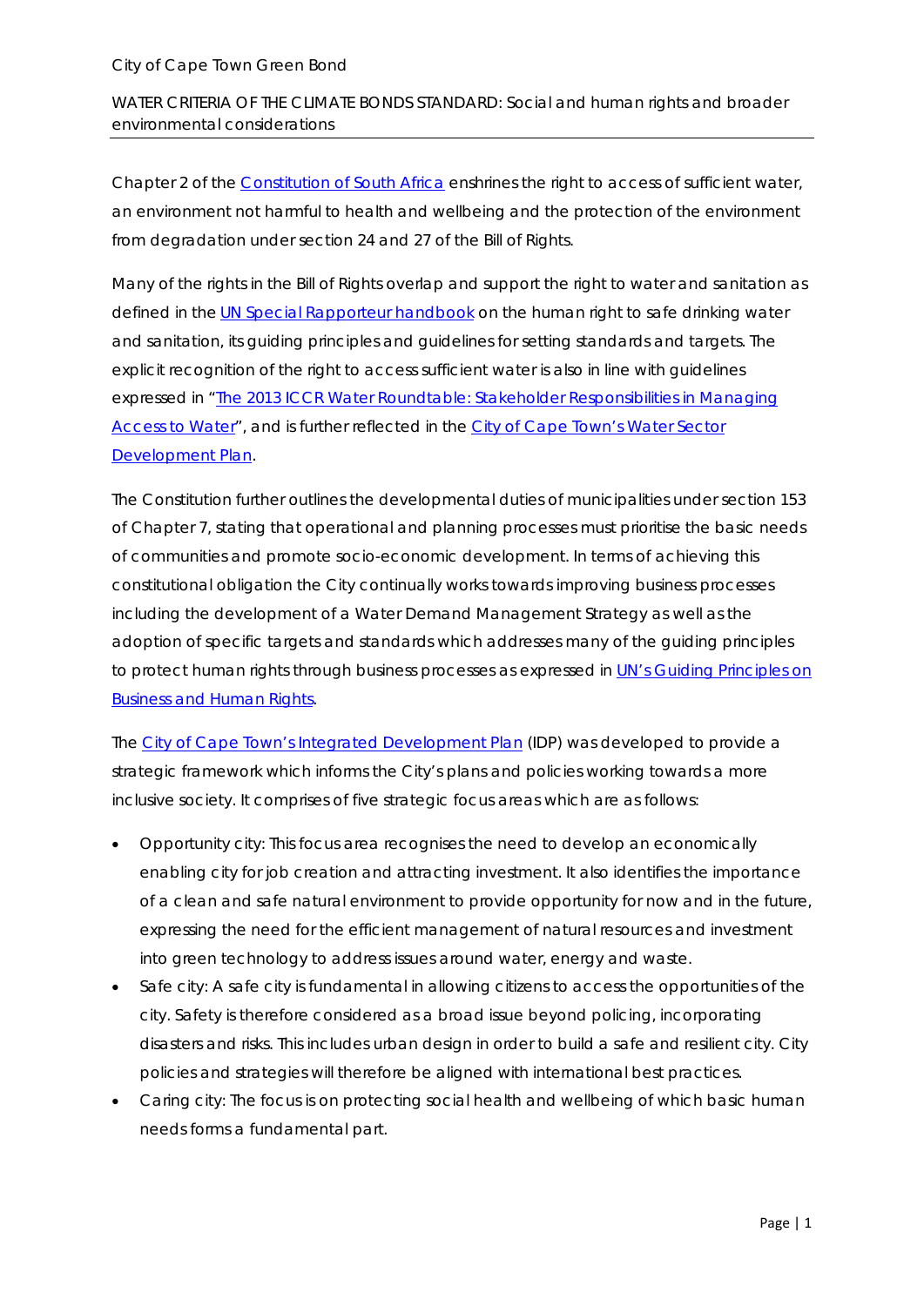City of Cape Town Green Bond

WATER CRITERIA OF THE CLIMATE BONDS STANDARD: Social and human rights and broader environmental considerations

Chapter 2 of the [Constitution of South Africa](#) enshrines the right to access of sufficient water, an environment not harmful to health and wellbeing and the protection of the environment from degradation under section 24 and 27 of the Bill of Rights.

Many of the rights in the Bill of Rights overlap and support the right to water and sanitation as defined in the [UN Special Rapporteur handbook](#) on the human right to safe drinking water and sanitation, its guiding principles and guidelines for setting standards and targets. The explicit recognition of the right to access sufficient water is also in line with guidelines expressed in "[The 2013 ICCR Water Roundtable: Stakeholder Responsibilities in Managing Access to Water](#)", and is further reflected in the [City of Cape Town's Water Sector Development Plan](#).

The Constitution further outlines the developmental duties of municipalities under section 153 of Chapter 7, stating that operational and planning processes must prioritise the basic needs of communities and promote socio-economic development. In terms of achieving this constitutional obligation the City continually works towards improving business processes including the development of a Water Demand Management Strategy as well as the adoption of specific targets and standards which addresses many of the guiding principles to protect human rights through business processes as expressed in [UN's Guiding Principles on Business and Human Rights](#).

The [City of Cape Town's Integrated Development Plan](#) (IDP) was developed to provide a strategic framework which informs the City's plans and policies working towards a more inclusive society. It comprises of five strategic focus areas which are as follows:

- Opportunity city: This focus area recognises the need to develop an economically enabling city for job creation and attracting investment. It also identifies the importance of a clean and safe natural environment to provide opportunity for now and in the future, expressing the need for the efficient management of natural resources and investment into green technology to address issues around water, energy and waste.
- Safe city: A safe city is fundamental in allowing citizens to access the opportunities of the city. Safety is therefore considered as a broad issue beyond policing, incorporating disasters and risks. This includes urban design in order to build a safe and resilient city. City policies and strategies will therefore be aligned with international best practices.
- Caring city: The focus is on protecting social health and wellbeing of which basic human needs forms a fundamental part.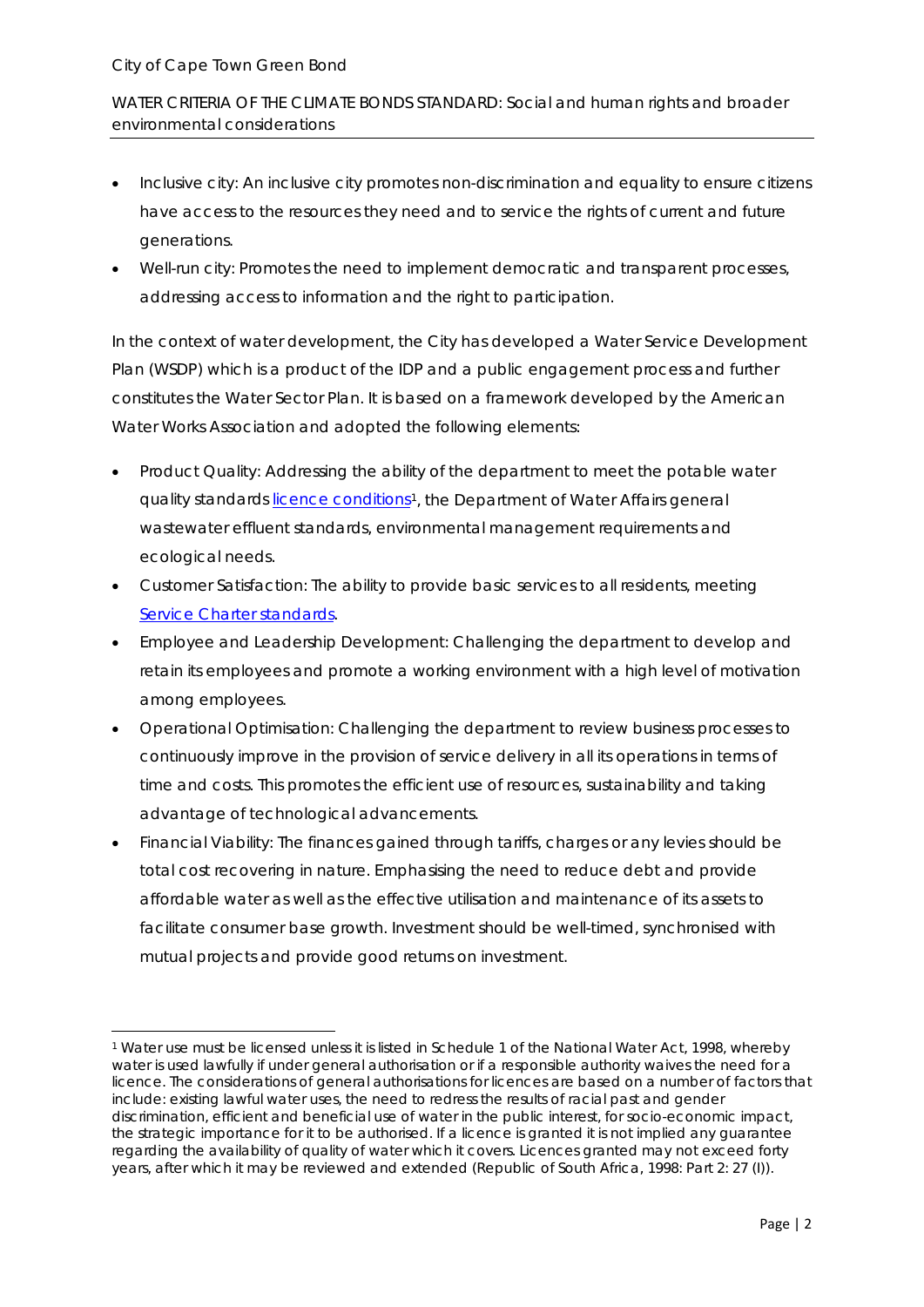- Inclusive city: An inclusive city promotes non-discrimination and equality to ensure citizens have access to the resources they need and to service the rights of current and future generations.
- Well-run city: Promotes the need to implement democratic and transparent processes, addressing access to information and the right to participation.

In the context of water development, the City has developed a Water Service Development Plan (WSDP) which is a product of the IDP and a public engagement process and further constitutes the Water Sector Plan. It is based on a framework developed by the American Water Works Association and adopted the following elements:

- Product Quality: Addressing the ability of the department to meet the potable water quality standards licence conditions[1], the Department of Water Affairs general wastewater effluent standards, environmental management requirements and ecological needs.
- Customer Satisfaction: The ability to provide basic services to all residents, meeting Service Charter standards.
- Employee and Leadership Development: Challenging the department to develop and retain its employees and promote a working environment with a high level of motivation among employees.
- Operational Optimisation: Challenging the department to review business processes to continuously improve in the provision of service delivery in all its operations in terms of time and costs. This promotes the efficient use of resources, sustainability and taking advantage of technological advancements.
- Financial Viability: The finances gained through tariffs, charges or any levies should be total cost recovering in nature. Emphasising the need to reduce debt and provide affordable water as well as the effective utilisation and maintenance of its assets to facilitate consumer base growth. Investment should be well-timed, synchronised with mutual projects and provide good returns on investment.

[1] Water use must be licensed unless it is listed in Schedule 1 of the National Water Act, 1998, whereby water is used lawfully if under general authorisation or if a responsible authority waives the need for a licence. The considerations of general authorisations for licences are based on a number of factors that include: existing lawful water uses, the need to redress the results of racial past and gender discrimination, efficient and beneficial use of water in the public interest, for socio-economic impact, the strategic importance for it to be authorised. If a licence is granted it is not implied any guarantee regarding the availability of quality of water which it covers. Licences granted may not exceed forty years, after which it may be reviewed and extended (Republic of South Africa, 1998: Part 2: 27 (I)).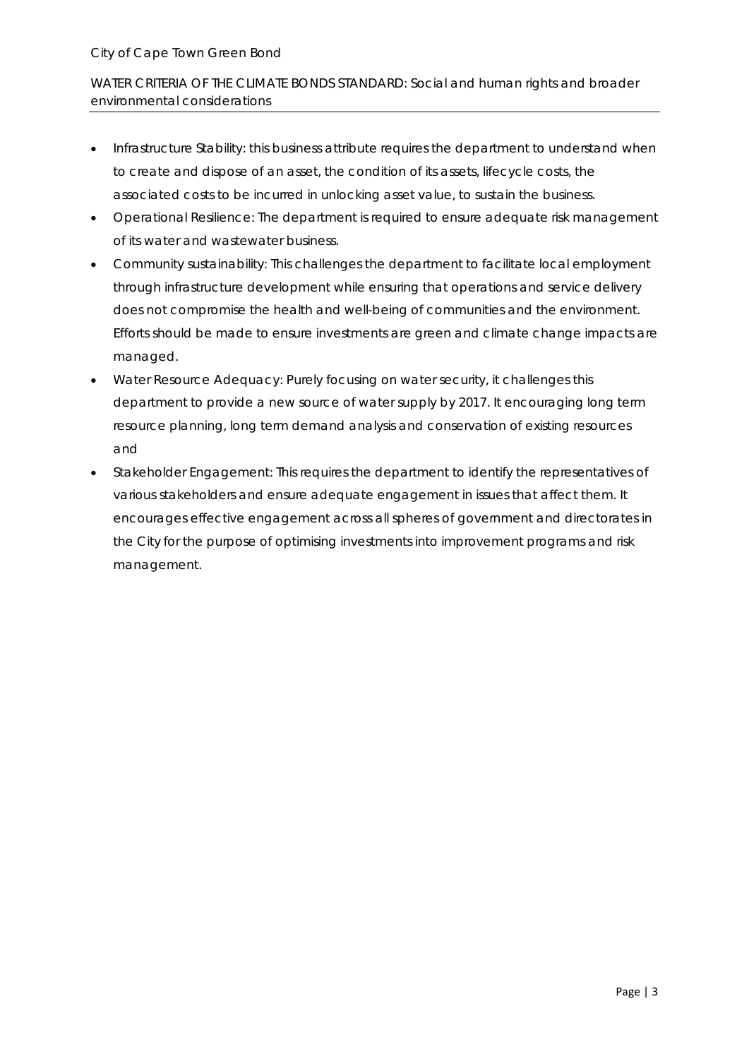- Infrastructure Stability: this business attribute requires the department to understand when to create and dispose of an asset, the condition of its assets, lifecycle costs, the associated costs to be incurred in unlocking asset value, to sustain the business.
- Operational Resilience: The department is required to ensure adequate risk management of its water and wastewater business.
- Community sustainability: This challenges the department to facilitate local employment through infrastructure development while ensuring that operations and service delivery does not compromise the health and well-being of communities and the environment. Efforts should be made to ensure investments are green and climate change impacts are managed.
- Water Resource Adequacy: Purely focusing on water security, it challenges this department to provide a new source of water supply by 2017. It encouraging long term resource planning, long term demand analysis and conservation of existing resources and
- Stakeholder Engagement: This requires the department to identify the representatives of various stakeholders and ensure adequate engagement in issues that affect them. It encourages effective engagement across all spheres of government and directorates in the City for the purpose of optimising investments into improvement programs and risk management.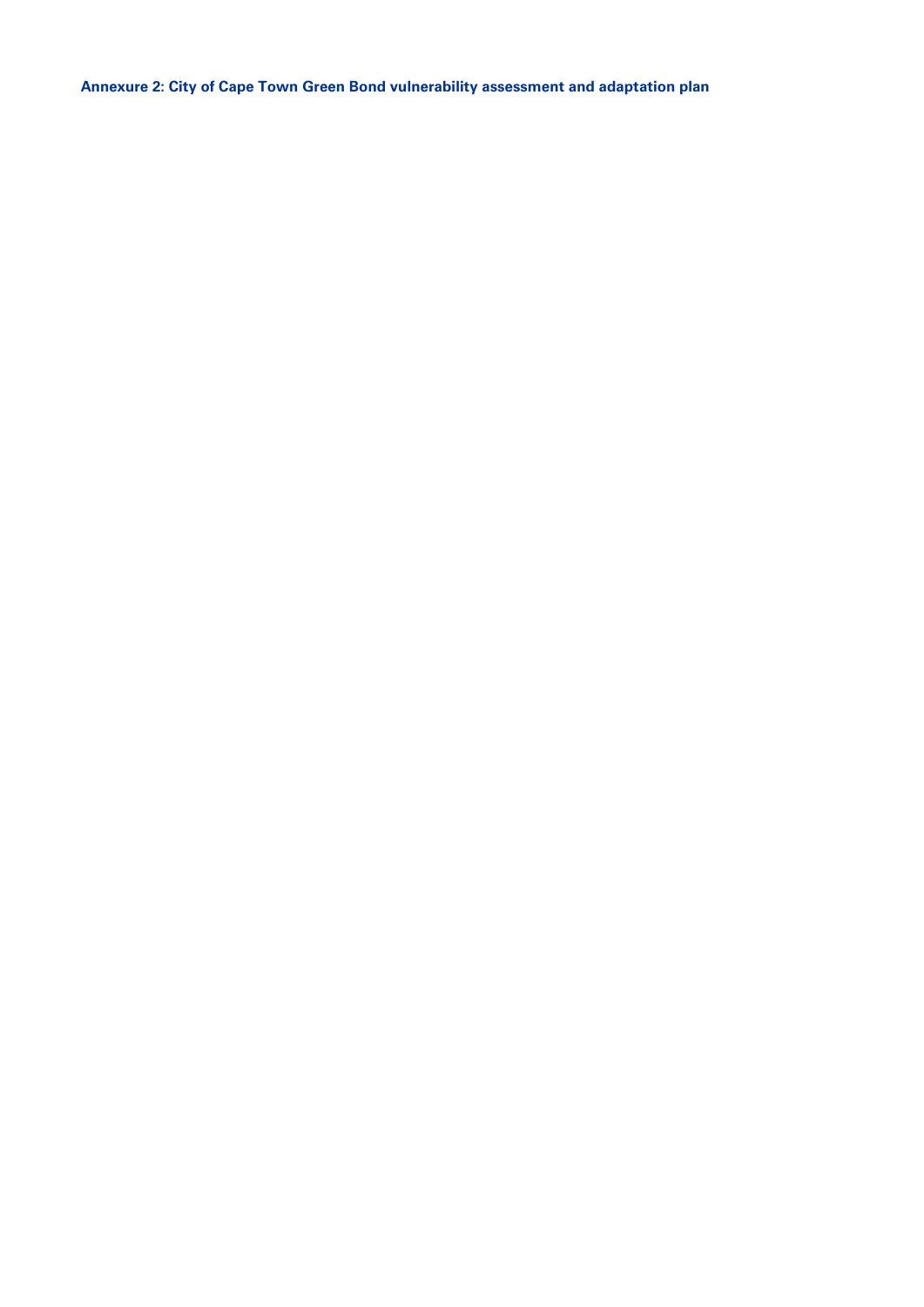**Annexure 2: City of Cape Town Green Bond vulnerability assessment and adaptation plan**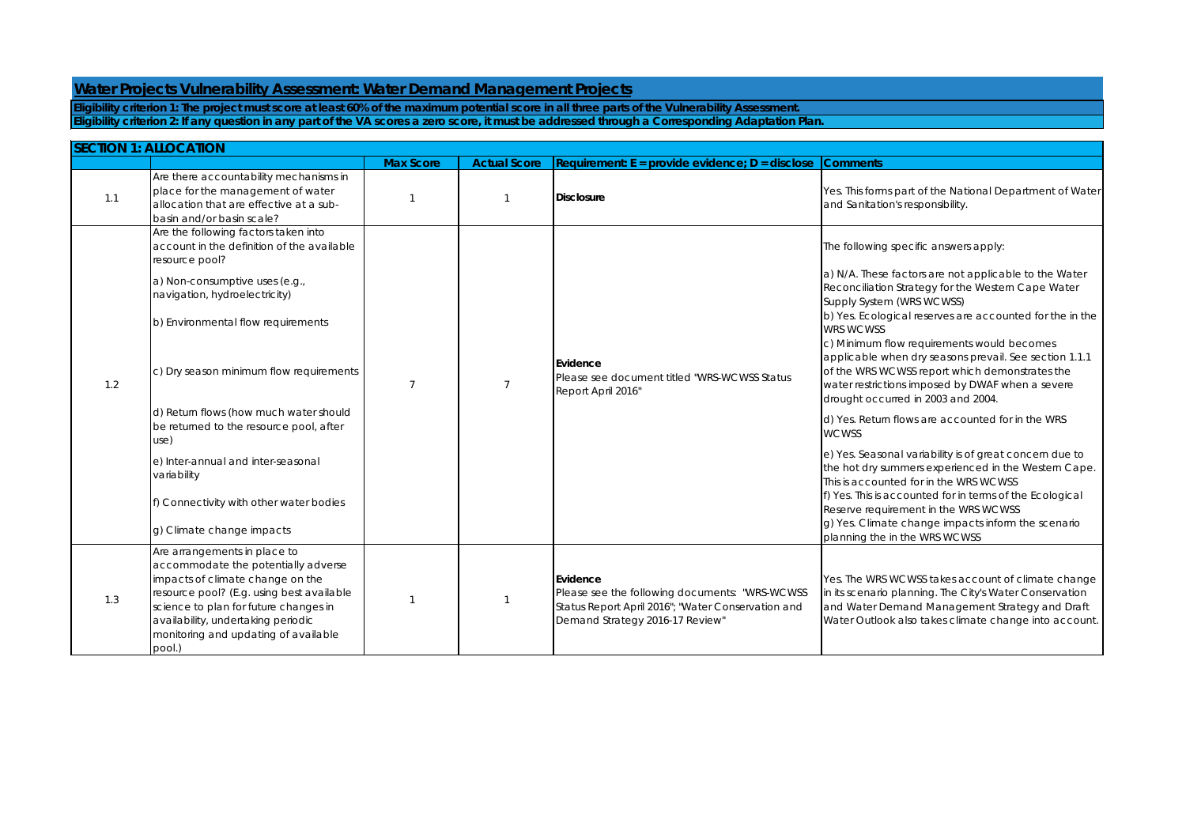## Water Projects Vulnerability Assessment: Water Demand Management Projects

**Eligibility criterion 1: The project must score at least 60% of the maximum potential score in all three parts of the Vulnerability Assessment.**
**Eligibility criterion 2: If any question in any part of the VA scores a zero score, it must be addressed through a Corresponding Adaptation Plan.**

| SECTION 1: ALLOCATION | | | | | |
|---|---|---|---|---|---|
| | | **Max Score** | **Actual Score** | **Requirement: E = provide evidence; D = disclose** | **Comments** |
| 1.1 | Are there accountability mechanisms in place for the management of water allocation that are effective at a sub-basin and/or basin scale? | 1 | 1 | **Disclosure** | Yes. This forms part of the National Department of Water and Sanitation's responsibility. |
| 1.2 | Are the following factors taken into account in the definition of the available resource pool?<br>a) Non-consumptive uses (e.g., navigation, hydroelectricity)<br>b) Environmental flow requirements<br>c) Dry season minimum flow requirements<br>d) Return flows (how much water should be returned to the resource pool, after use)<br>e) Inter-annual and inter-seasonal variability<br>f) Connectivity with other water bodies<br>g) Climate change impacts | 7 | 7 | **Evidence**<br>Please see document titled "WRS-WCWSS Status Report April 2016" | The following specific answers apply:<br>a) N/A. These factors are not applicable to the Water Reconciliation Strategy for the Western Cape Water Supply System (WRS WCWSS)<br>b) Yes. Ecological reserves are accounted for the in the WRS WCWSS<br>c) Minimum flow requirements would becomes applicable when dry seasons prevail. See section 1.1.1 of the WRS WCWSS report which demonstrates the water restrictions imposed by DWAF when a severe drought occurred in 2003 and 2004.<br>d) Yes. Return flows are accounted for in the WRS WCWSS<br>e) Yes. Seasonal variability is of great concern due to the hot dry summers experienced in the Western Cape. This is accounted for in the WRS WCWSS<br>f) Yes. This is accounted for in terms of the Ecological Reserve requirement in the WRS WCWSS<br>g) Yes. Climate change impacts inform the scenario planning the in the WRS WCWSS |
| 1.3 | Are arrangements in place to accommodate the potentially adverse impacts of climate change on the resource pool? (E.g. using best available science to plan for future changes in availability, undertaking periodic monitoring and updating of available pool.) | 1 | 1 | **Evidence**<br>Please see the following documents: "WRS-WCWSS Status Report April 2016"; "Water Conservation and Demand Strategy 2016-17 Review" | Yes. The WRS WCWSS takes account of climate change in its scenario planning. The City's Water Conservation and Water Demand Management Strategy and Draft Water Outlook also takes climate change into account. |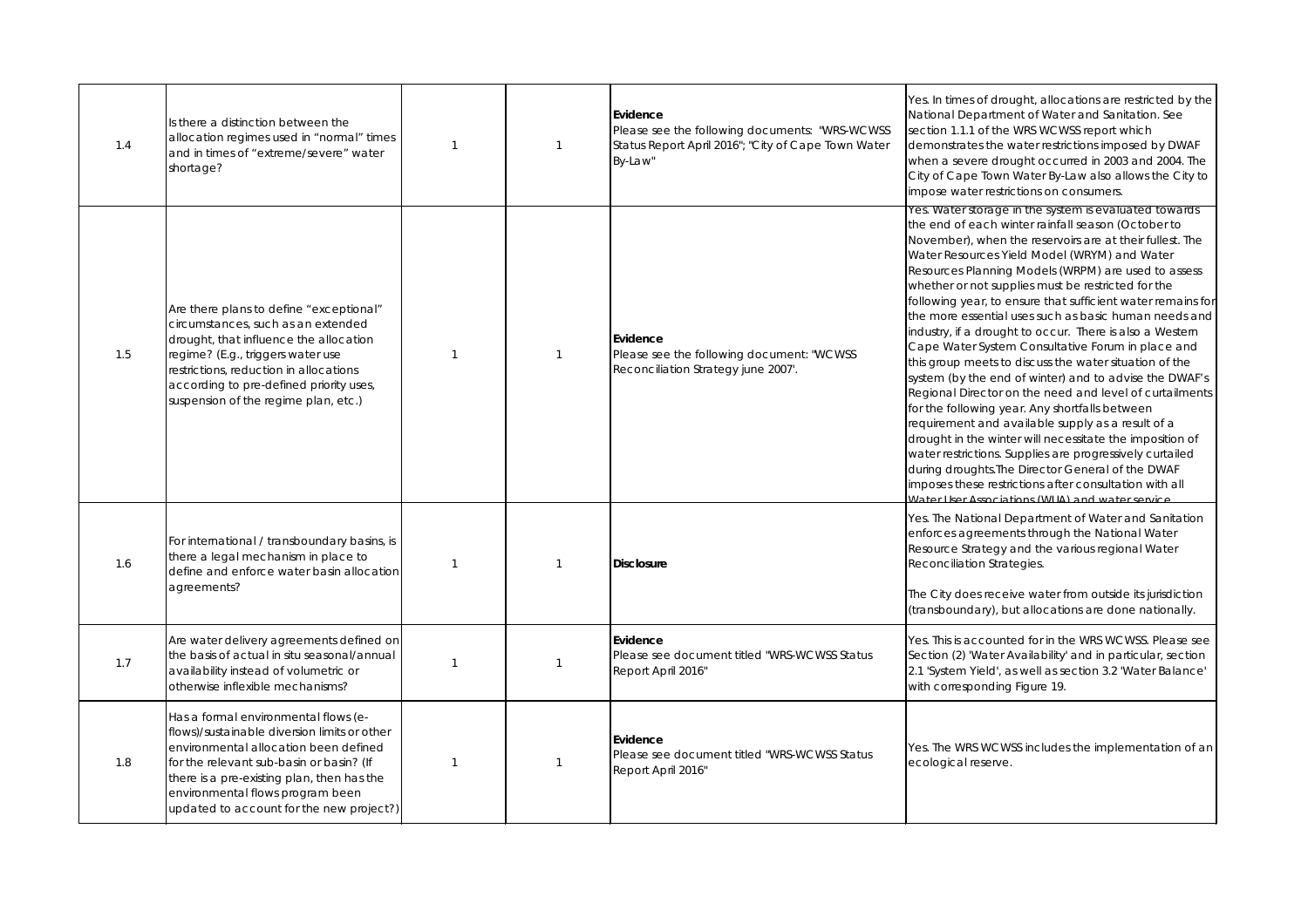| | | | | | |
|---|---|---|---|---|---|
| 1.4 | Is there a distinction between the allocation regimes used in "normal" times and in times of "extreme/severe" water shortage? | 1 | 1 | **Evidence**<br>Please see the following documents: "WRS-WCWSS Status Report April 2016"; "City of Cape Town Water By-Law" | Yes. In times of drought, allocations are restricted by the National Department of Water and Sanitation. See section 1.1.1 of the WRS WCWSS report which demonstrates the water restrictions imposed by DWAF when a severe drought occurred in 2003 and 2004. The City of Cape Town Water By-Law also allows the City to impose water restrictions on consumers. |
| 1.5 | Are there plans to define "exceptional" circumstances, such as an extended drought, that influence the allocation regime? (E.g., triggers water use restrictions, reduction in allocations according to pre-defined priority uses, suspension of the regime plan, etc.) | 1 | 1 | **Evidence**<br>Please see the following document: "WCWSS Reconciliation Strategy june 2007". | Yes. Water storage in the system is evaluated towards the end of each winter rainfall season (October to November), when the reservoirs are at their fullest. The Water Resources Yield Model (WRYM) and Water Resources Planning Models (WRPM) are used to assess whether or not supplies must be restricted for the following year, to ensure that sufficient water remains for the more essential uses such as basic human needs and industry, if a drought to occur. There is also a Western Cape Water System Consultative Forum in place and this group meets to discuss the water situation of the system (by the end of winter) and to advise the DWAF's Regional Director on the need and level of curtailments for the following year. Any shortfalls between requirement and available supply as a result of a drought in the winter will necessitate the imposition of water restrictions. Supplies are progressively curtailed during droughts.The Director General of the DWAF imposes these restrictions after consultation with all Water User Associations (WUA) and water service |
| 1.6 | For international / transboundary basins, is there a legal mechanism in place to define and enforce water basin allocation agreements? | 1 | 1 | **Disclosure** | Yes. The National Department of Water and Sanitation enforces agreements through the National Water Resource Strategy and the various regional Water Reconciliation Strategies.<br><br>The City does receive water from outside its jurisdiction (transboundary), but allocations are done nationally. |
| 1.7 | Are water delivery agreements defined on the basis of actual in situ seasonal/annual availability instead of volumetric or otherwise inflexible mechanisms? | 1 | 1 | **Evidence**<br>Please see document titled "WRS-WCWSS Status Report April 2016" | Yes. This is accounted for in the WRS WCWSS. Please see Section (2) 'Water Availability' and in particular, section 2.1 'System Yield', as well as section 3.2 'Water Balance' with corresponding Figure 19. |
| 1.8 | Has a formal environmental flows (e-flows)/sustainable diversion limits or other environmental allocation been defined for the relevant sub-basin or basin? (If there is a pre-existing plan, then has the environmental flows program been updated to account for the new project?) | 1 | 1 | **Evidence**<br>Please see document titled "WRS-WCWSS Status Report April 2016" | Yes. The WRS WCWSS includes the implementation of an ecological reserve. |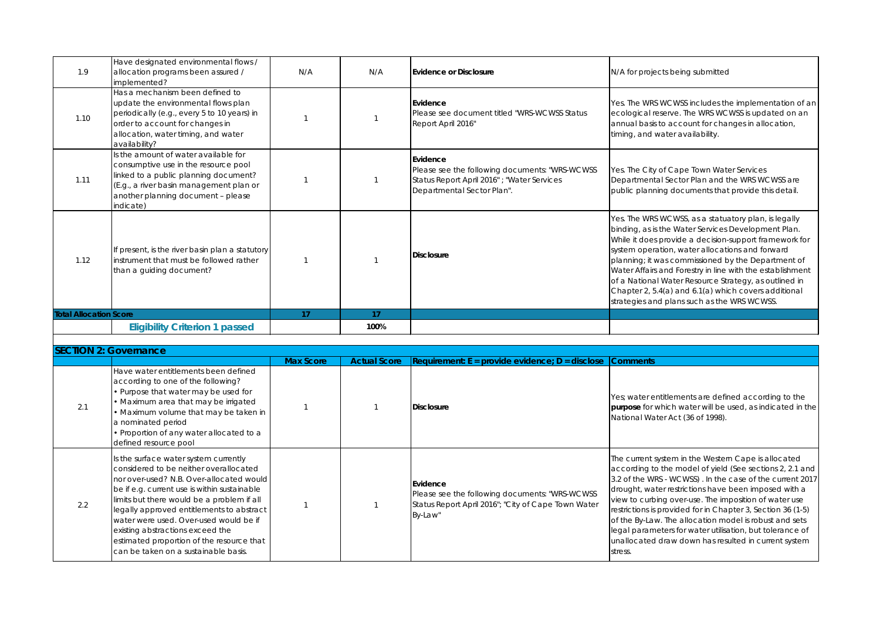| | | | | | |
|---|---|---|---|---|---|
| 1.9 | Have designated environmental flows / allocation programs been assured / implemented? | N/A | N/A | **Evidence or Disclosure** | N/A for projects being submitted |
| 1.10 | Has a mechanism been defined to update the environmental flows plan periodically (e.g., every 5 to 10 years) in order to account for changes in allocation, water timing, and water availability? | 1 | 1 | **Evidence** Please see document titled "WRS-WCWSS Status Report April 2016" | Yes. The WRS WCWSS includes the implementation of an ecological reserve. The WRS WCWSS is updated on an annual basis to account for changes in allocation, timing, and water availability. |
| 1.11 | Is the amount of water available for consumptive use in the resource pool linked to a public planning document? (E.g., a river basin management plan or another planning document – please indicate) | 1 | 1 | **Evidence** Please see the following documents: "WRS-WCWSS Status Report April 2016" ; "Water Services Departmental Sector Plan". | Yes. The City of Cape Town Water Services Departmental Sector Plan and the WRS WCWSS are public planning documents that provide this detail. |
| 1.12 | If present, is the river basin plan a statutory instrument that must be followed rather than a guiding document? | 1 | 1 | **Disclosure** | Yes. The WRS WCWSS, as a statuatory plan, is legally binding, as is the Water Services Development Plan. While it does provide a decision-support framework for system operation, water allocations and forward planning; it was commissioned by the Department of Water Affairs and Forestry in line with the establishment of a National Water Resource Strategy, as outlined in Chapter 2, 5.4(a) and 6.1(a) which covers additional strategies and plans such as the WRS WCWSS. |
| **Total Allocation Score** | | **17** | **17** | | |
| | **Eligibility Criterion 1 passed** | | **100%** | | |

| **SECTION 2: Governance** | | | | | |
|---|---|---|---|---|---|
| | | **Max Score** | **Actual Score** | **Requirement: E = provide evidence; D = disclose** | **Comments** |
| 2.1 | Have water entitlements been defined according to one of the following? • Purpose that water may be used for • Maximum area that may be irrigated • Maximum volume that may be taken in a nominated period • Proportion of any water allocated to a defined resource pool | 1 | 1 | **Disclosure** | Yes; water entitlements are defined according to the **purpose** for which water will be used, as indicated in the National Water Act (36 of 1998). |
| 2.2 | Is the surface water system currently considered to be neither overallocated nor over-used? N.B. Over-allocated would be if e.g. current use is within sustainable limits but there would be a problem if all legally approved entitlements to abstract water were used. Over-used would be if existing abstractions exceed the estimated proportion of the resource that can be taken on a sustainable basis. | 1 | 1 | **Evidence** Please see the following documents: "WRS-WCWSS Status Report April 2016"; "City of Cape Town Water By-Law" | The current system in the Western Cape is allocated according to the model of yield (See sections 2, 2.1 and 3.2 of the WRS - WCWSS) . In the case of the current 2017 drought, water restrictions have been imposed with a view to curbing over-use. The imposition of water use restrictions is provided for in Chapter 3, Section 36 (1-5) of the By-Law. The allocation model is robust and sets legal parameters for water utilisation, but tolerance of unallocated draw down has resulted in current system stress. |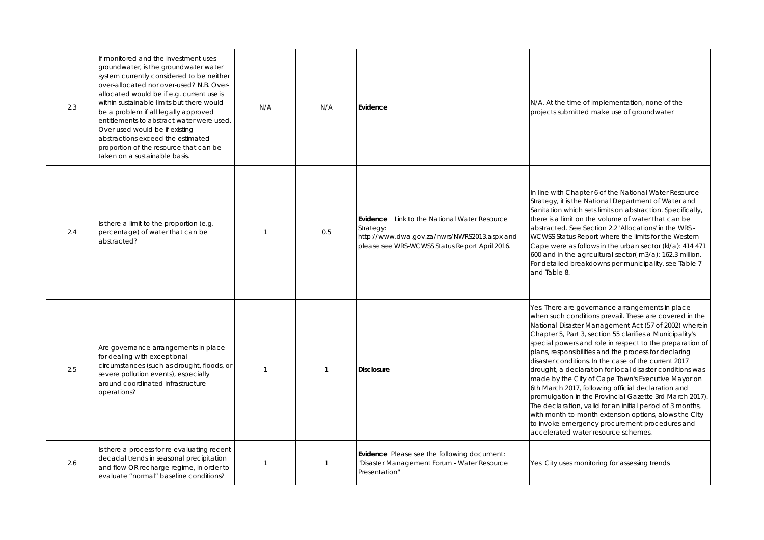| | | | | | |
|---|---|---|---|---|---|
| 2.3 | If monitored and the investment uses groundwater, is the groundwater water system currently considered to be neither over-allocated nor over-used? N.B. Over-allocated would be if e.g. current use is within sustainable limits but there would be a problem if all legally approved entitlements to abstract water were used. Over-used would be if existing abstractions exceed the estimated proportion of the resource that can be taken on a sustainable basis. | N/A | N/A | **Evidence** | N/A. At the time of implementation, none of the projects submitted make use of groundwater |
| 2.4 | Is there a limit to the proportion (e.g. percentage) of water that can be abstracted? | 1 | 0.5 | **Evidence** Link to the National Water Resource Strategy: http://www.dwa.gov.za/nwrs/NWRS2013.aspx and please see WRS-WCWSS Status Report April 2016. | In line with Chapter 6 of the National Water Resource Strategy, it is the National Department of Water and Sanitation which sets limits on abstraction. Specifically, there is a limit on the volume of water that can be abstracted. See Section 2.2 'Allocations' in the WRS - WCWSS Status Report where the limits for the Western Cape were as follows in the urban sector (kl/a): 414 471 600 and in the agricultural sector( m3/a): 162.3 million. For detailed breakdowns per municipality, see Table 7 and Table 8. |
| 2.5 | Are governance arrangements in place for dealing with exceptional circumstances (such as drought, floods, or severe pollution events), especially around coordinated infrastructure operations? | 1 | 1 | **Disclosure** | Yes. There are governance arrangements in place when such conditions prevail. These are covered in the National Disaster Management Act (57 of 2002) wherein Chapter 5, Part 3, section 55 clarifies a Municipality's special powers and role in respect to the preparation of plans, responsibilities and the process for declaring disaster conditions. In the case of the current 2017 drought, a declaration for local disaster conditions was made by the City of Cape Town's Executive Mayor on 6th March 2017, following official declaration and promulgation in the Provincial Gazette 3rd March 2017). The declaration, valid for an initial period of 3 months, with month-to-month extension options, alows the CIty to invoke emergency procurement procedures and accelerated water resource schemes. |
| 2.6 | Is there a process for re-evaluating recent decadal trends in seasonal precipitation and flow OR recharge regime, in order to evaluate "normal" baseline conditions? | 1 | 1 | **Evidence** Please see the following document: "Disaster Management Forum - Water Resource Presentation" | Yes. City uses monitoring for assessing trends |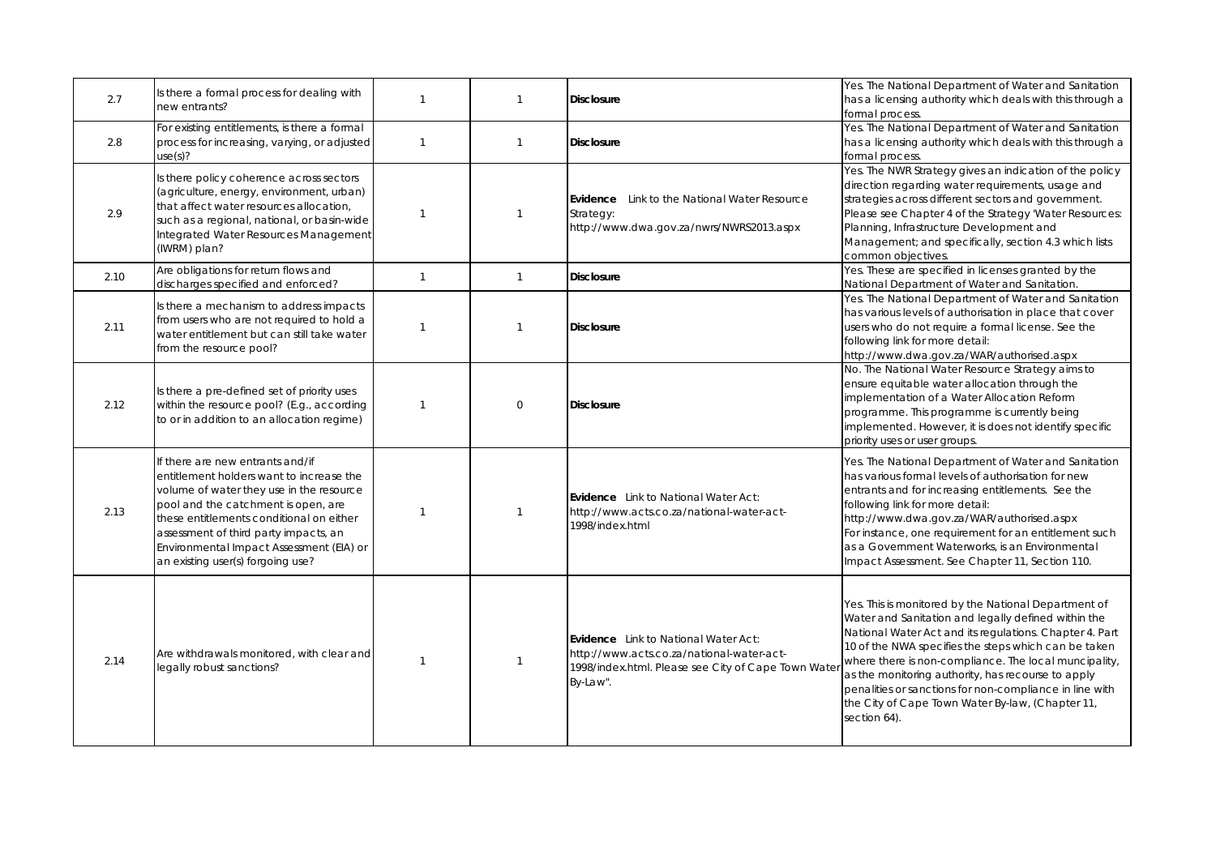| | | | | | |
|---|---|---|---|---|---|
| 2.7 | Is there a formal process for dealing with new entrants? | 1 | 1 | **Disclosure** | Yes. The National Department of Water and Sanitation has a licensing authority which deals with this through a formal process. |
| 2.8 | For existing entitlements, is there a formal process for increasing, varying, or adjusted use(s)? | 1 | 1 | **Disclosure** | Yes. The National Department of Water and Sanitation has a licensing authority which deals with this through a formal process. |
| 2.9 | Is there policy coherence across sectors (agriculture, energy, environment, urban) that affect water resources allocation, such as a regional, national, or basin-wide Integrated Water Resources Management (IWRM) plan? | 1 | 1 | **Evidence** Link to the National Water Resource Strategy: http://www.dwa.gov.za/nwrs/NWRS2013.aspx | Yes. The NWR Strategy gives an indication of the policy direction regarding water requirements, usage and strategies across different sectors and government. Please see Chapter 4 of the Strategy 'Water Resources: Planning, Infrastructure Development and Management; and specifically, section 4.3 which lists common objectives. |
| 2.10 | Are obligations for return flows and discharges specified and enforced? | 1 | 1 | **Disclosure** | Yes. These are specified in licenses granted by the National Department of Water and Sanitation. |
| 2.11 | Is there a mechanism to address impacts from users who are not required to hold a water entitlement but can still take water from the resource pool? | 1 | 1 | **Disclosure** | Yes. The National Department of Water and Sanitation has various levels of authorisation in place that cover users who do not require a formal license. See the following link for more detail: http://www.dwa.gov.za/WAR/authorised.aspx |
| 2.12 | Is there a pre-defined set of priority uses within the resource pool? (E.g., according to or in addition to an allocation regime) | 1 | 0 | **Disclosure** | No. The National Water Resource Strategy aims to ensure equitable water allocation through the implementation of a Water Allocation Reform programme. This programme is currently being implemented. However, it is does not identify specific priority uses or user groups. |
| 2.13 | If there are new entrants and/if entitlement holders want to increase the volume of water they use in the resource pool and the catchment is open, are these entitlements conditional on either assessment of third party impacts, an Environmental Impact Assessment (EIA) or an existing user(s) forgoing use? | 1 | 1 | **Evidence** Link to National Water Act: http://www.acts.co.za/national-water-act-1998/index.html | Yes. The National Department of Water and Sanitation has various formal levels of authorisation for new entrants and for increasing entitlements. See the following link for more detail: http://www.dwa.gov.za/WAR/authorised.aspx For instance, one requirement for an entitlement such as a Government Waterworks, is an Environmental Impact Assessment. See Chapter 11, Section 110. |
| 2.14 | Are withdrawals monitored, with clear and legally robust sanctions? | 1 | 1 | **Evidence** Link to National Water Act: http://www.acts.co.za/national-water-act-1998/index.html. Please see City of Cape Town Water By-Law". | Yes. This is monitored by the National Department of Water and Sanitation and legally defined within the National Water Act and its regulations. Chapter 4. Part 10 of the NWA specifies the steps which can be taken where there is non-compliance. The local muncipality, as the monitoring authority, has recourse to apply penalities or sanctions for non-compliance in line with the City of Cape Town Water By-law, (Chapter 11, section 64). |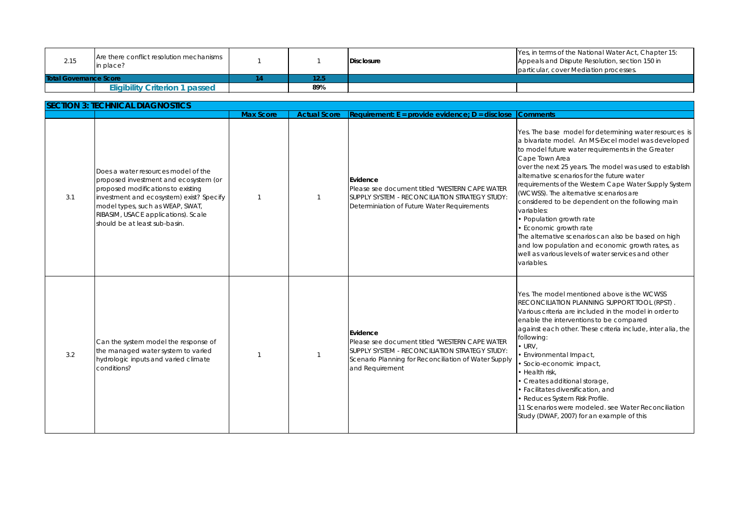| 2.15 | Are there conflict resolution mechanisms in place? | 1 | 1 | Disclosure | Yes, in terms of the National Water Act, Chapter 15: Appeals and Dispute Resolution, section 150 in particular, cover Mediation processes. |
|---|---|---|---|---|---|
| **Total Governance Score** | | **14** | **12.5** | | |
| | **Eligibility Criterion 1 passed** | | **89%** | | |

| **SECTION 3: TECHNICAL DIAGNOSTICS** | | | | | |
|---|---|---|---|---|---|
| | | **Max Score** | **Actual Score** | **Requirement: E = provide evidence; D = disclose** | **Comments** |
| 3.1 | Does a water resources model of the proposed investment and ecosystem (or proposed modifications to existing investment and ecosystem) exist? Specify model types, such as WEAP, SWAT, RIBASIM, USACE applications). Scale should be at least sub-basin. | 1 | 1 | **Evidence**<br>Please see document titled "WESTERN CAPE WATER SUPPLY SYSTEM - RECONCILIATION STRATEGY STUDY: Determiniation of Future Water Requirements | Yes. The base model for determining water resources is a bivariate model. An MS-Excel model was developed to model future water requirements in the Greater Cape Town Area<br>over the next 25 years. The model was used to establish alternative scenarios for the future water requirements of the Western Cape Water Supply System (WCWSS). The alternative scenarios are considered to be dependent on the following main variables:<br>• Population growth rate<br>• Economic growth rate<br>The alternative scenarios can also be based on high and low population and economic growth rates, as well as various levels of water services and other variables. |
| 3.2 | Can the system model the response of the managed water system to varied hydrologic inputs and varied climate conditions? | 1 | 1 | **Evidence**<br>Please see document titled "WESTERN CAPE WATER SUPPLY SYSTEM - RECONCILIATION STRATEGY STUDY: Scenario Planning for Reconciliation of Water Supply and Requirement | Yes. The model mentioned above is the WCWSS RECONCILIATION PLANNING SUPPORT TOOL (RPST) . Various criteria are included in the model in order to enable the interventions to be compared<br>against each other. These criteria include, inter alia, the following:<br>• URV,<br>• Environmental Impact,<br>• Socio-economic impact,<br>• Health risk,<br>• Creates additional storage,<br>• Facilitates diversification, and<br>• Reduces System Risk Profile.<br>11 Scenarios were modeled. see Water Reconciliation Study (DWAF, 2007) for an example of this |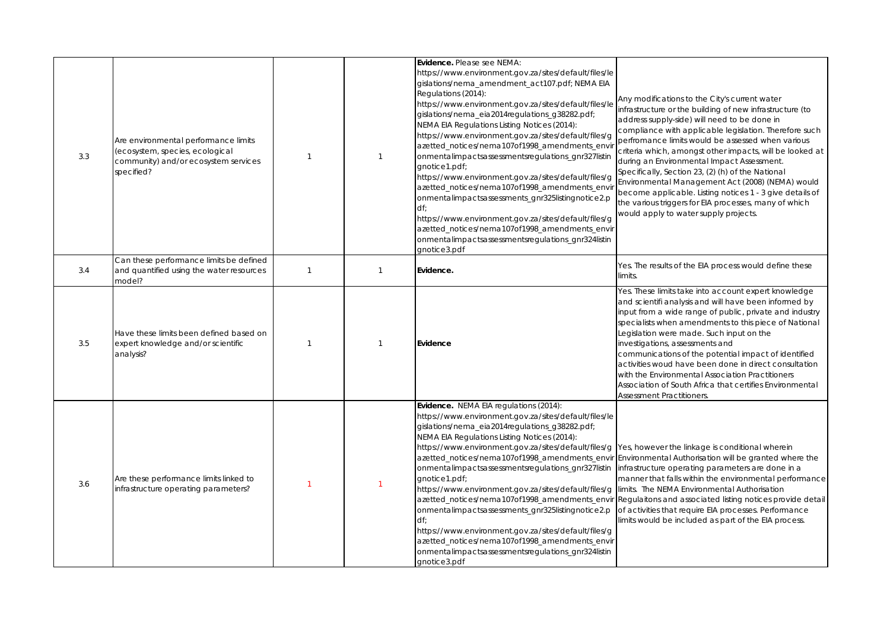| | | | | | |
|---|---|---|---|---|---|
| 3.3 | Are environmental performance limits (ecosystem, species, ecological community) and/or ecosystem services specified? | 1 | 1 | **Evidence.** Please see NEMA: https://www.environment.gov.za/sites/default/files/legislations/nema_amendment_act107.pdf; NEMA EIA Regulations (2014): https://www.environment.gov.za/sites/default/files/legislations/nema_eia2014regulations_g38282.pdf; NEMA EIA Regulations Listing Notices (2014): https://www.environment.gov.za/sites/default/files/gazetted_notices/nema107of1998_amendments_environmentalimpactsassessmentsregulations_gnr327listingnotice1.pdf; https://www.environment.gov.za/sites/default/files/gazetted_notices/nema107of1998_amendments_environmentalimpactsassessments_gnr325listingnotice2.pdf; https://www.environment.gov.za/sites/default/files/gazetted_notices/nema107of1998_amendments_environmentalimpactsassessmentsregulations_gnr324listingnotice3.pdf | Any modifications to the City's current water infrastructure or the building of new infrastructure (to address supply-side) will need to be done in compliance with applicable legislation. Therefore such perfromance limits would be assessed when various criteria which, amongst other impacts, will be looked at during an Environmental Impact Assessment. Specifically, Section 23, (2) (h) of the National Environmental Management Act (2008) (NEMA) would become applicable. Listing notices 1 - 3 give details of the various triggers for EIA processes, many of which would apply to water supply projects. |
| 3.4 | Can these performance limits be defined and quantified using the water resources model? | 1 | 1 | **Evidence.** | Yes. The results of the EIA process would define these limits. |
| 3.5 | Have these limits been defined based on expert knowledge and/or scientific analysis? | 1 | 1 | **Evidence** | Yes. These limits take into account expert knowledge and scientifi analysis and will have been informed by input from a wide range of public, private and industry specialists when amendments to this piece of National Legislation were made. Such input on the investigations, assessments and communications of the potential impact of identified activities woud have been done in direct consultation with the Environmental Association Practitioners Association of South Africa that certifies Environmental Assessment Practitioners. |
| 3.6 | Are these performance limits linked to infrastructure operating parameters? | 1 | 1 | **Evidence.** NEMA EIA regulations (2014): https://www.environment.gov.za/sites/default/files/legislations/nema_eia2014regulations_g38282.pdf; NEMA EIA Regulations Listing Notices (2014): https://www.environment.gov.za/sites/default/files/gazetted_notices/nema107of1998_amendments_environmentalimpactsassessmentsregulations_gnr327listingnotice1.pdf; https://www.environment.gov.za/sites/default/files/gazetted_notices/nema107of1998_amendments_environmentalimpactsassessments_gnr325listingnotice2.pdf; https://www.environment.gov.za/sites/default/files/gazetted_notices/nema107of1998_amendments_environmentalimpactsassessmentsregulations_gnr324listingnotice3.pdf | Yes, however the linkage is conditional wherein Environmental Authorisation will be granted where the infrastructure operating parameters are done in a manner that falls within the environmental performance limits. The NEMA Environmental Authorisation Regulaitons and associated listing notices provide detail of activities that require EIA processes. Performance limits would be included as part of the EIA process. |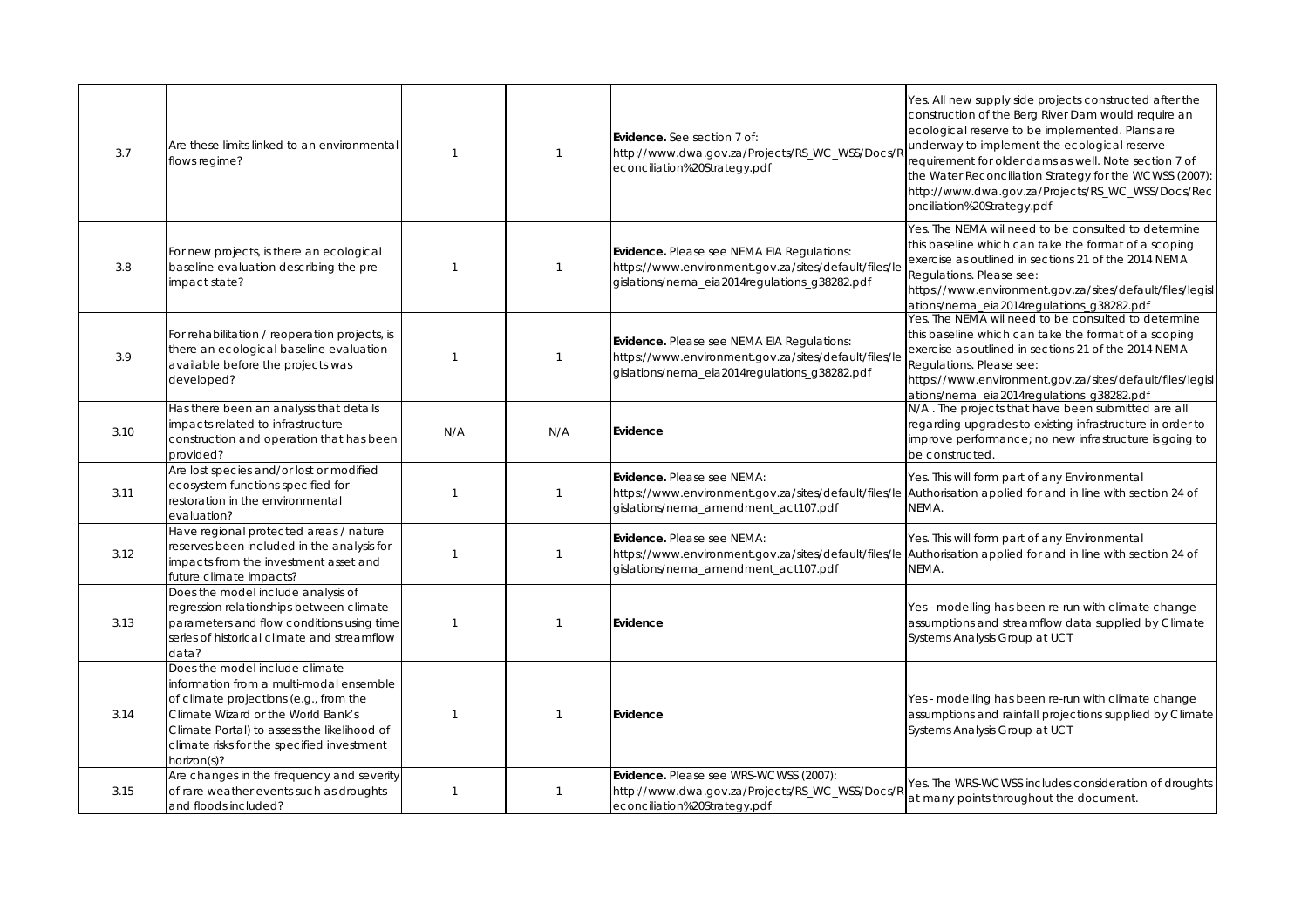| | | | | | |
|---|---|---|---|---|---|
| 3.7 | Are these limits linked to an environmental flows regime? | 1 | 1 | **Evidence.** See section 7 of: http://www.dwa.gov.za/Projects/RS_WC_WSS/Docs/Reconciliation%20Strategy.pdf | Yes. All new supply side projects constructed after the construction of the Berg River Dam would require an ecological reserve to be implemented. Plans are underway to implement the ecological reserve requirement for older dams as well. Note section 7 of the Water Reconciliation Strategy for the WCWSS (2007): http://www.dwa.gov.za/Projects/RS_WC_WSS/Docs/Reconciliation%20Strategy.pdf |
| 3.8 | For new projects, is there an ecological baseline evaluation describing the pre-impact state? | 1 | 1 | **Evidence.** Please see NEMA EIA Regulations: https://www.environment.gov.za/sites/default/files/legislations/nema_eia2014regulations_g38282.pdf | Yes. The NEMA wil need to be consulted to determine this baseline which can take the format of a scoping exercise as outlined in sections 21 of the 2014 NEMA Regulations. Please see: https://www.environment.gov.za/sites/default/files/legislations/nema_eia2014regulations_g38282.pdf |
| 3.9 | For rehabilitation / reoperation projects, is there an ecological baseline evaluation available before the projects was developed? | 1 | 1 | **Evidence.** Please see NEMA EIA Regulations: https://www.environment.gov.za/sites/default/files/legislations/nema_eia2014regulations_g38282.pdf | Yes. The NEMA wil need to be consulted to determine this baseline which can take the format of a scoping exercise as outlined in sections 21 of the 2014 NEMA Regulations. Please see: https://www.environment.gov.za/sites/default/files/legislations/nema_eia2014regulations_g38282.pdf |
| 3.10 | Has there been an analysis that details impacts related to infrastructure construction and operation that has been provided? | N/A | N/A | **Evidence** | N/A . The projects that have been submitted are all regarding upgrades to existing infrastructure in order to improve performance; no new infrastructure is going to be constructed. |
| 3.11 | Are lost species and/or lost or modified ecosystem functions specified for restoration in the environmental evaluation? | 1 | 1 | **Evidence.** Please see NEMA: https://www.environment.gov.za/sites/default/files/legislations/nema_amendment_act107.pdf | Yes. This will form part of any Environmental Authorisation applied for and in line with section 24 of NEMA. |
| 3.12 | Have regional protected areas / nature reserves been included in the analysis for impacts from the investment asset and future climate impacts? | 1 | 1 | **Evidence.** Please see NEMA: https://www.environment.gov.za/sites/default/files/legislations/nema_amendment_act107.pdf | Yes. This will form part of any Environmental Authorisation applied for and in line with section 24 of NEMA. |
| 3.13 | Does the model include analysis of regression relationships between climate parameters and flow conditions using time series of historical climate and streamflow data? | 1 | 1 | **Evidence** | Yes - modelling has been re-run with climate change assumptions and streamflow data supplied by Climate Systems Analysis Group at UCT |
| 3.14 | Does the model include climate information from a multi-modal ensemble of climate projections (e.g., from the Climate Wizard or the World Bank's Climate Portal) to assess the likelihood of climate risks for the specified investment horizon(s)? | 1 | 1 | **Evidence** | Yes - modelling has been re-run with climate change assumptions and rainfall projections supplied by Climate Systems Analysis Group at UCT |
| 3.15 | Are changes in the frequency and severity of rare weather events such as droughts and floods included? | 1 | 1 | **Evidence.** Please see WRS-WCWSS (2007): http://www.dwa.gov.za/Projects/RS_WC_WSS/Docs/Reconciliation%20Strategy.pdf | Yes. The WRS-WCWSS includes consideration of droughts at many points throughout the document. |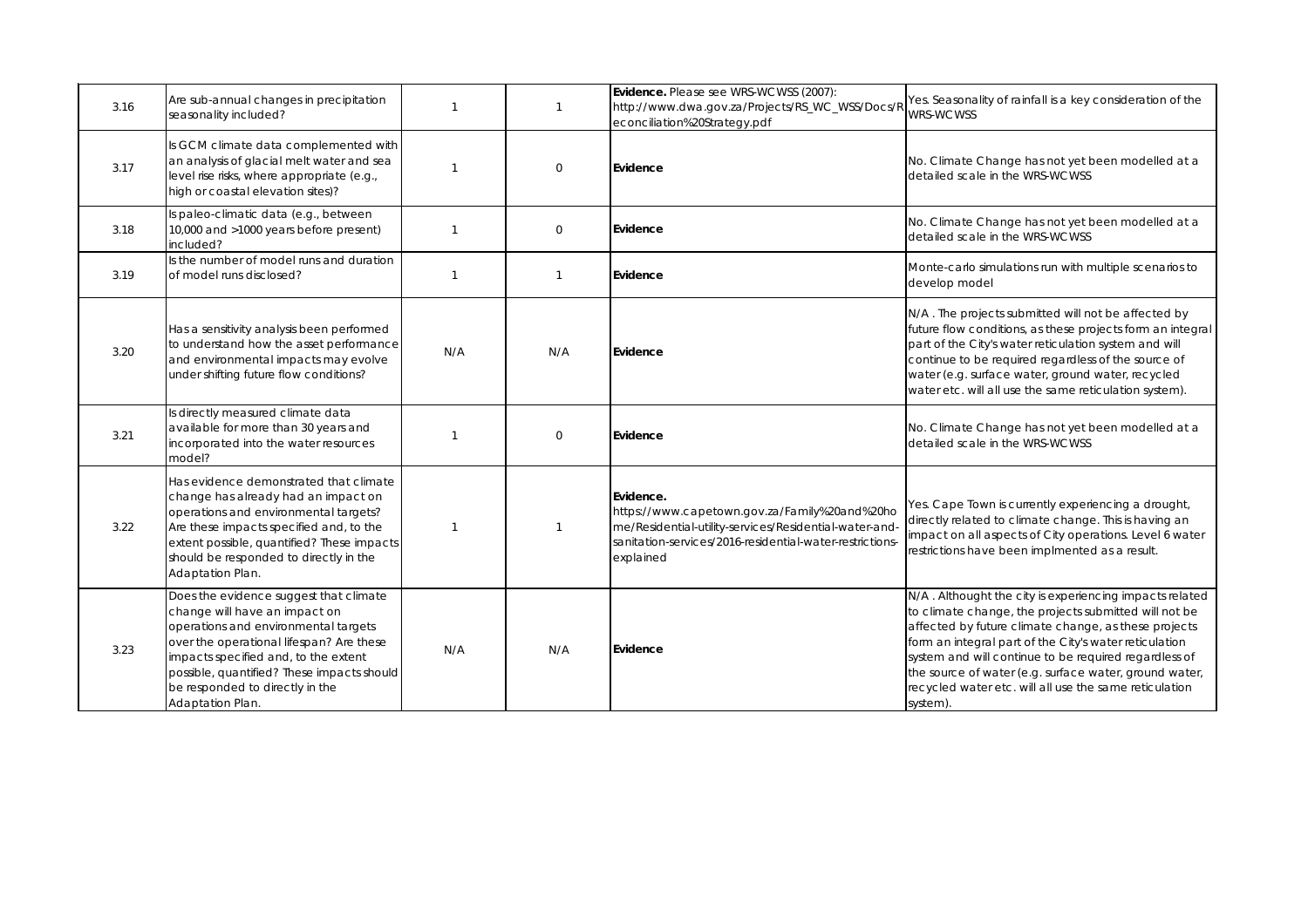| | | | | | |
|---|---|---|---|---|---|
| 3.16 | Are sub-annual changes in precipitation seasonality included? | 1 | 1 | **Evidence.** Please see WRS-WCWSS (2007): http://www.dwa.gov.za/Projects/RS_WC_WSS/Docs/Reconciliation%20Strategy.pdf | Yes. Seasonality of rainfall is a key consideration of the WRS-WCWSS |
| 3.17 | Is GCM climate data complemented with an analysis of glacial melt water and sea level rise risks, where appropriate (e.g., high or coastal elevation sites)? | 1 | 0 | **Evidence** | No. Climate Change has not yet been modelled at a detailed scale in the WRS-WCWSS |
| 3.18 | Is paleo-climatic data (e.g., between 10,000 and >1000 years before present) included? | 1 | 0 | **Evidence** | No. Climate Change has not yet been modelled at a detailed scale in the WRS-WCWSS |
| 3.19 | Is the number of model runs and duration of model runs disclosed? | 1 | 1 | **Evidence** | Monte-carlo simulations run with multiple scenarios to develop model |
| 3.20 | Has a sensitivity analysis been performed to understand how the asset performance and environmental impacts may evolve under shifting future flow conditions? | N/A | N/A | **Evidence** | N/A . The projects submitted will not be affected by future flow conditions, as these projects form an integral part of the City's water reticulation system and will continue to be required regardless of the source of water (e.g. surface water, ground water, recycled water etc. will all use the same reticulation system). |
| 3.21 | Is directly measured climate data available for more than 30 years and incorporated into the water resources model? | 1 | 0 | **Evidence** | No. Climate Change has not yet been modelled at a detailed scale in the WRS-WCWSS |
| 3.22 | Has evidence demonstrated that climate change has already had an impact on operations and environmental targets? Are these impacts specified and, to the extent possible, quantified? These impacts should be responded to directly in the Adaptation Plan. | 1 | 1 | **Evidence.** https://www.capetown.gov.za/Family%20and%20home/Residential-utility-services/Residential-water-and-sanitation-services/2016-residential-water-restrictions-explained | Yes. Cape Town is currently experiencing a drought, directly related to climate change. This is having an impact on all aspects of City operations. Level 6 water restrictions have been implmented as a result. |
| 3.23 | Does the evidence suggest that climate change will have an impact on operations and environmental targets over the operational lifespan? Are these impacts specified and, to the extent possible, quantified? These impacts should be responded to directly in the Adaptation Plan. | N/A | N/A | **Evidence** | N/A . Althought the city is experiencing impacts related to climate change, the projects submitted will not be affected by future climate change, as these projects form an integral part of the City's water reticulation system and will continue to be required regardless of the source of water (e.g. surface water, ground water, recycled water etc. will all use the same reticulation system). |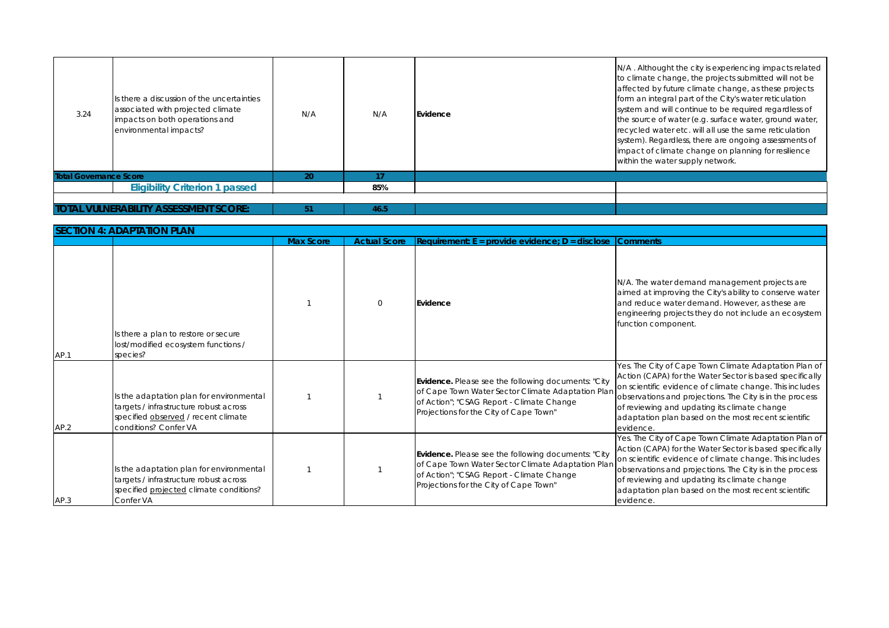| | | | | | |
|---|---|---|---|---|---|
| 3.24 | Is there a discussion of the uncertainties associated with projected climate impacts on both operations and environmental impacts? | N/A | N/A | **Evidence** | N/A . Althought the city is experiencing impacts related to climate change, the projects submitted will not be affected by future climate change, as these projects form an integral part of the City's water reticulation system and will continue to be required regardless of the source of water (e.g. surface water, ground water, recycled water etc. will all use the same reticulation system). Regardless, there are ongoing assessments of impact of climate change on planning for resilience within the water supply network. |
| **Total Governance Score** | | **20** | **17** | | |
| | **Eligibility Criterion 1 passed** | | **85%** | | |
| | | | | | |
| **TOTAL VULNERABILITY ASSESSMENT SCORE:** | | **51** | **46.5** | | |

| **SECTION 4: ADAPTATION PLAN** | | | | | |
|---|---|---|---|---|---|
| | | **Max Score** | **Actual Score** | **Requirement: E = provide evidence; D = disclose** | **Comments** |
| AP.1 | Is there a plan to restore or secure lost/modified ecosystem functions / species? | 1 | 0 | **Evidence** | N/A. The water demand management projects are aimed at improving the City's ability to conserve water and reduce water demand. However, as these are engineering projects they do not include an ecosystem function component. |
| AP.2 | Is the adaptation plan for environmental targets / infrastructure robust across specified observed / recent climate conditions? Confer VA | 1 | 1 | **Evidence.** Please see the following documents: "City of Cape Town Water Sector Climate Adaptation Plan of Action"; "CSAG Report - Climate Change Projections for the City of Cape Town" | Yes. The City of Cape Town Climate Adaptation Plan of Action (CAPA) for the Water Sector is based specifically on scientific evidence of climate change. This includes observations and projections. The City is in the process of reviewing and updating its climate change adaptation plan based on the most recent scientific evidence. |
| AP.3 | Is the adaptation plan for environmental targets / infrastructure robust across specified projected climate conditions? Confer VA | 1 | 1 | **Evidence.** Please see the following documents: "City of Cape Town Water Sector Climate Adaptation Plan of Action"; "CSAG Report - Climate Change Projections for the City of Cape Town" | Yes. The City of Cape Town Climate Adaptation Plan of Action (CAPA) for the Water Sector is based specifically on scientific evidence of climate change. This includes observations and projections. The City is in the process of reviewing and updating its climate change adaptation plan based on the most recent scientific evidence. |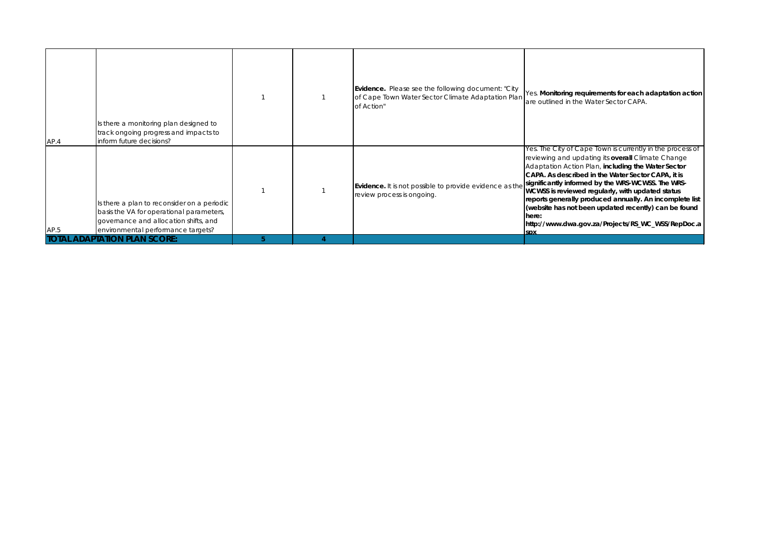| | | | | | |
|---|---|---|---|---|---|
| AP.4 | Is there a monitoring plan designed to track ongoing progress and impacts to inform future decisions? | 1 | 1 | **Evidence.** Please see the following document: "City of Cape Town Water Sector Climate Adaptation Plan of Action" | Yes. **Monitoring requirements for each adaptation action** are outlined in the Water Sector CAPA. |
| AP.5 | Is there a plan to reconsider on a periodic basis the VA for operational parameters, governance and allocation shifts, and environmental performance targets? | 1 | 1 | **Evidence.** It is not possible to provide evidence as the review process is ongoing. | Yes. The City of Cape Town is currently in the process of reviewing and updating its **overall** Climate Change Adaptation Action Plan, **including the Water Sector CAPA. As described in the Water Sector CAPA, it is significantly informed by the WRS-WCWSS. The WRS-WCWSS is reviewed regularly, with updated status reports generally produced annually. An incomplete list (website has not been updated recently) can be found here: http://www.dwa.gov.za/Projects/RS_WC_WSS/RepDoc.aspx** |
| **TOTAL ADAPTATION PLAN SCORE:** | | **5** | **4** | | |